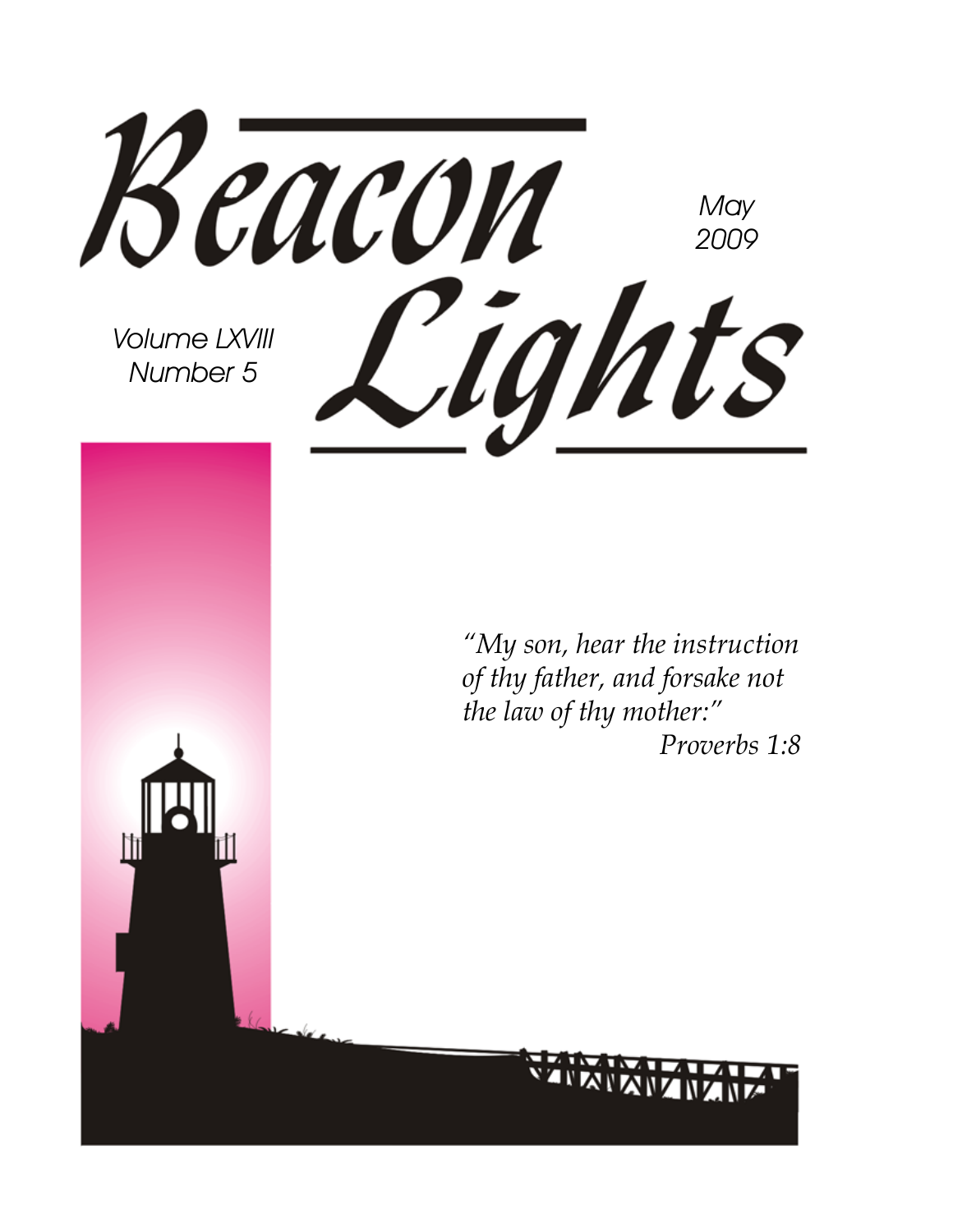# Beacon Lights

May
2009

Volume LXVIII
Number 5

*"My son, hear the instruction of thy father, and forsake not the law of thy mother:"*
*Proverbs 1:8*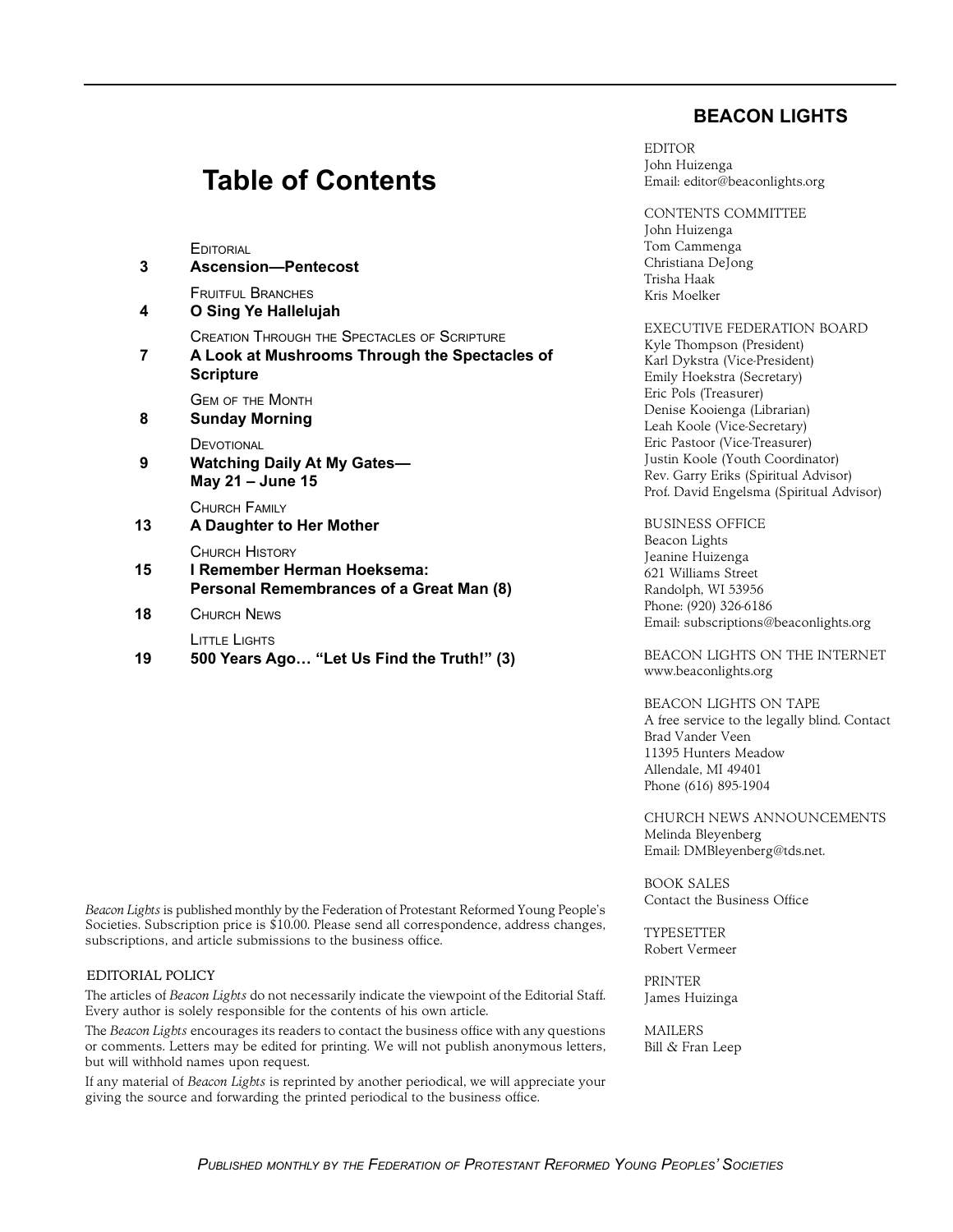# Table of Contents

| | |
|---|---|
| | EDITORIAL |
| 3 | **Ascension—Pentecost** |
| | FRUITFUL BRANCHES |
| 4 | **O Sing Ye Hallelujah** |
| | CREATION THROUGH THE SPECTACLES OF SCRIPTURE |
| 7 | **A Look at Mushrooms Through the Spectacles of Scripture** |
| | GEM OF THE MONTH |
| 8 | **Sunday Morning** |
| | DEVOTIONAL |
| 9 | **Watching Daily At My Gates— May 21 – June 15** |
| | CHURCH FAMILY |
| 13 | **A Daughter to Her Mother** |
| | CHURCH HISTORY |
| 15 | **I Remember Herman Hoeksema: Personal Remembrances of a Great Man (8)** |
| 18 | CHURCH NEWS |
| | LITTLE LIGHTS |
| 19 | **500 Years Ago… "Let Us Find the Truth!" (3)** |

*Beacon Lights* is published monthly by the Federation of Protestant Reformed Young People's Societies. Subscription price is $10.00. Please send all correspondence, address changes, subscriptions, and article submissions to the business office.

EDITORIAL POLICY

The articles of *Beacon Lights* do not necessarily indicate the viewpoint of the Editorial Staff. Every author is solely responsible for the contents of his own article.

The *Beacon Lights* encourages its readers to contact the business office with any questions or comments. Letters may be edited for printing. We will not publish anonymous letters, but will withhold names upon request.

If any material of *Beacon Lights* is reprinted by another periodical, we will appreciate your giving the source and forwarding the printed periodical to the business office.

## BEACON LIGHTS

EDITOR
John Huizenga
Email: editor@beaconlights.org

CONTENTS COMMITTEE
John Huizenga
Tom Cammenga
Christiana DeJong
Trisha Haak
Kris Moelker

EXECUTIVE FEDERATION BOARD
Kyle Thompson (President)
Karl Dykstra (Vice-President)
Emily Hoekstra (Secretary)
Eric Pols (Treasurer)
Denise Kooienga (Librarian)
Leah Koole (Vice-Secretary)
Eric Pastoor (Vice-Treasurer)
Justin Koole (Youth Coordinator)
Rev. Garry Eriks (Spiritual Advisor)
Prof. David Engelsma (Spiritual Advisor)

BUSINESS OFFICE
Beacon Lights
Jeanine Huizenga
621 Williams Street
Randolph, WI 53956
Phone: (920) 326-6186
Email: subscriptions@beaconlights.org

BEACON LIGHTS ON THE INTERNET
www.beaconlights.org

BEACON LIGHTS ON TAPE
A free service to the legally blind. Contact
Brad Vander Veen
11395 Hunters Meadow
Allendale, MI 49401
Phone (616) 895-1904

CHURCH NEWS ANNOUNCEMENTS
Melinda Bleyenberg
Email: DMBleyenberg@tds.net.

BOOK SALES
Contact the Business Office

TYPESETTER
Robert Vermeer

PRINTER
James Huizinga

MAILERS
Bill & Fran Leep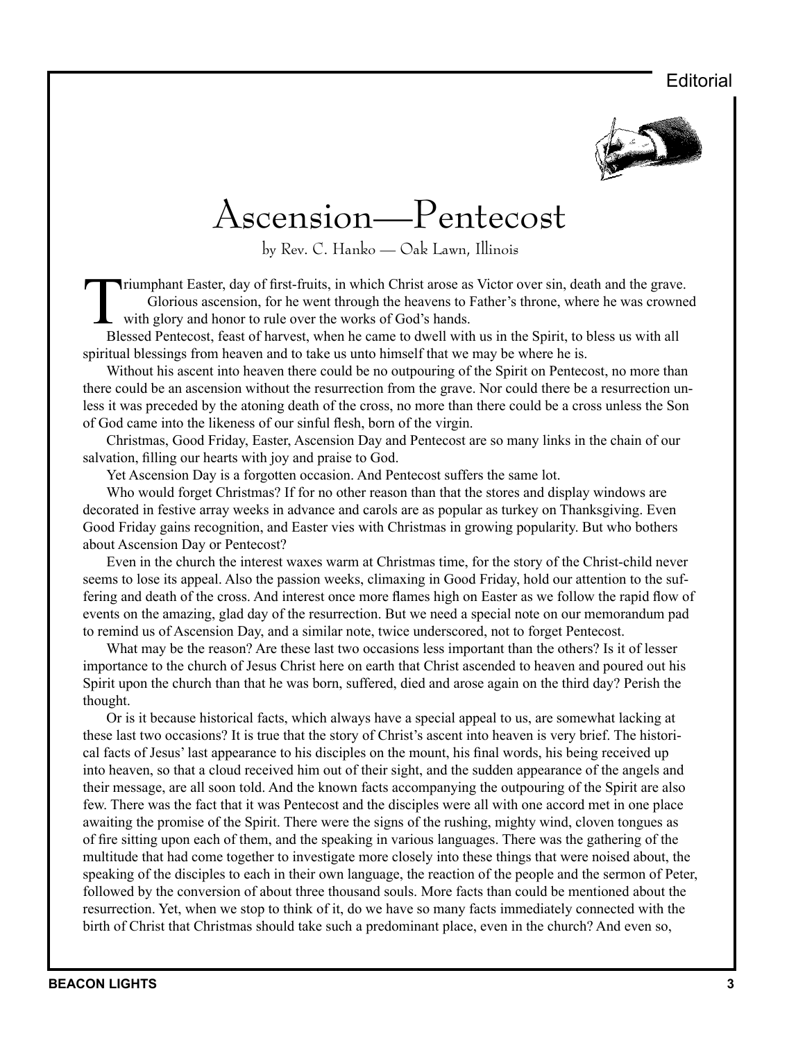Editorial

# Ascension—Pentecost

by Rev. C. Hanko — Oak Lawn, Illinois

Triumphant Easter, day of first-fruits, in which Christ arose as Victor over sin, death and the grave. Glorious ascension, for he went through the heavens to Father's throne, where he was crowned with glory and honor to rule over the works of God's hands.

Blessed Pentecost, feast of harvest, when he came to dwell with us in the Spirit, to bless us with all spiritual blessings from heaven and to take us unto himself that we may be where he is.

Without his ascent into heaven there could be no outpouring of the Spirit on Pentecost, no more than there could be an ascension without the resurrection from the grave. Nor could there be a resurrection unless it was preceded by the atoning death of the cross, no more than there could be a cross unless the Son of God came into the likeness of our sinful flesh, born of the virgin.

Christmas, Good Friday, Easter, Ascension Day and Pentecost are so many links in the chain of our salvation, filling our hearts with joy and praise to God.

Yet Ascension Day is a forgotten occasion. And Pentecost suffers the same lot.

Who would forget Christmas? If for no other reason than that the stores and display windows are decorated in festive array weeks in advance and carols are as popular as turkey on Thanksgiving. Even Good Friday gains recognition, and Easter vies with Christmas in growing popularity. But who bothers about Ascension Day or Pentecost?

Even in the church the interest waxes warm at Christmas time, for the story of the Christ-child never seems to lose its appeal. Also the passion weeks, climaxing in Good Friday, hold our attention to the suffering and death of the cross. And interest once more flames high on Easter as we follow the rapid flow of events on the amazing, glad day of the resurrection. But we need a special note on our memorandum pad to remind us of Ascension Day, and a similar note, twice underscored, not to forget Pentecost.

What may be the reason? Are these last two occasions less important than the others? Is it of lesser importance to the church of Jesus Christ here on earth that Christ ascended to heaven and poured out his Spirit upon the church than that he was born, suffered, died and arose again on the third day? Perish the thought.

Or is it because historical facts, which always have a special appeal to us, are somewhat lacking at these last two occasions? It is true that the story of Christ's ascent into heaven is very brief. The historical facts of Jesus' last appearance to his disciples on the mount, his final words, his being received up into heaven, so that a cloud received him out of their sight, and the sudden appearance of the angels and their message, are all soon told. And the known facts accompanying the outpouring of the Spirit are also few. There was the fact that it was Pentecost and the disciples were all with one accord met in one place awaiting the promise of the Spirit. There were the signs of the rushing, mighty wind, cloven tongues as of fire sitting upon each of them, and the speaking in various languages. There was the gathering of the multitude that had come together to investigate more closely into these things that were noised about, the speaking of the disciples to each in their own language, the reaction of the people and the sermon of Peter, followed by the conversion of about three thousand souls. More facts than could be mentioned about the resurrection. Yet, when we stop to think of it, do we have so many facts immediately connected with the birth of Christ that Christmas should take such a predominant place, even in the church? And even so,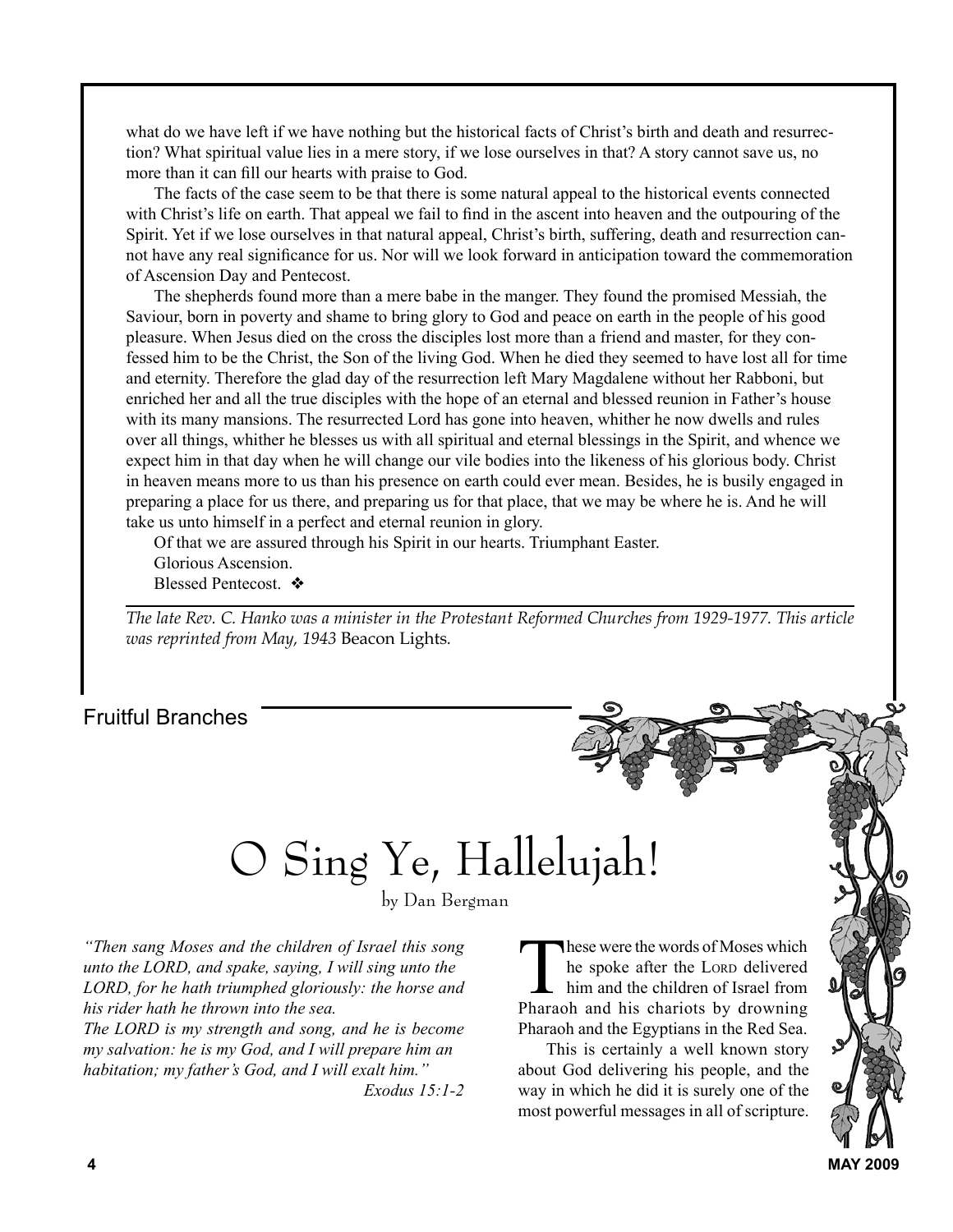what do we have left if we have nothing but the historical facts of Christ's birth and death and resurrection? What spiritual value lies in a mere story, if we lose ourselves in that? A story cannot save us, no more than it can fill our hearts with praise to God.

The facts of the case seem to be that there is some natural appeal to the historical events connected with Christ's life on earth. That appeal we fail to find in the ascent into heaven and the outpouring of the Spirit. Yet if we lose ourselves in that natural appeal, Christ's birth, suffering, death and resurrection cannot have any real significance for us. Nor will we look forward in anticipation toward the commemoration of Ascension Day and Pentecost.

The shepherds found more than a mere babe in the manger. They found the promised Messiah, the Saviour, born in poverty and shame to bring glory to God and peace on earth in the people of his good pleasure. When Jesus died on the cross the disciples lost more than a friend and master, for they confessed him to be the Christ, the Son of the living God. When he died they seemed to have lost all for time and eternity. Therefore the glad day of the resurrection left Mary Magdalene without her Rabboni, but enriched her and all the true disciples with the hope of an eternal and blessed reunion in Father's house with its many mansions. The resurrected Lord has gone into heaven, whither he now dwells and rules over all things, whither he blesses us with all spiritual and eternal blessings in the Spirit, and whence we expect him in that day when he will change our vile bodies into the likeness of his glorious body. Christ in heaven means more to us than his presence on earth could ever mean. Besides, he is busily engaged in preparing a place for us there, and preparing us for that place, that we may be where he is. And he will take us unto himself in a perfect and eternal reunion in glory.

Of that we are assured through his Spirit in our hearts. Triumphant Easter.

Glorious Ascension.

Blessed Pentecost. ❖

---

*The late Rev. C. Hanko was a minister in the Protestant Reformed Churches from 1929-1977. This article was reprinted from May, 1943* Beacon Lights.

Fruitful Branches

# O Sing Ye, Hallelujah!

by Dan Bergman

*"Then sang Moses and the children of Israel this song unto the LORD, and spake, saying, I will sing unto the LORD, for he hath triumphed gloriously: the horse and his rider hath he thrown into the sea.*
*The LORD is my strength and song, and he is become my salvation: he is my God, and I will prepare him an habitation; my father's God, and I will exalt him."*
*Exodus 15:1-2*

These were the words of Moses which he spoke after the LORD delivered him and the children of Israel from Pharaoh and his chariots by drowning Pharaoh and the Egyptians in the Red Sea.

This is certainly a well known story about God delivering his people, and the way in which he did it is surely one of the most powerful messages in all of scripture.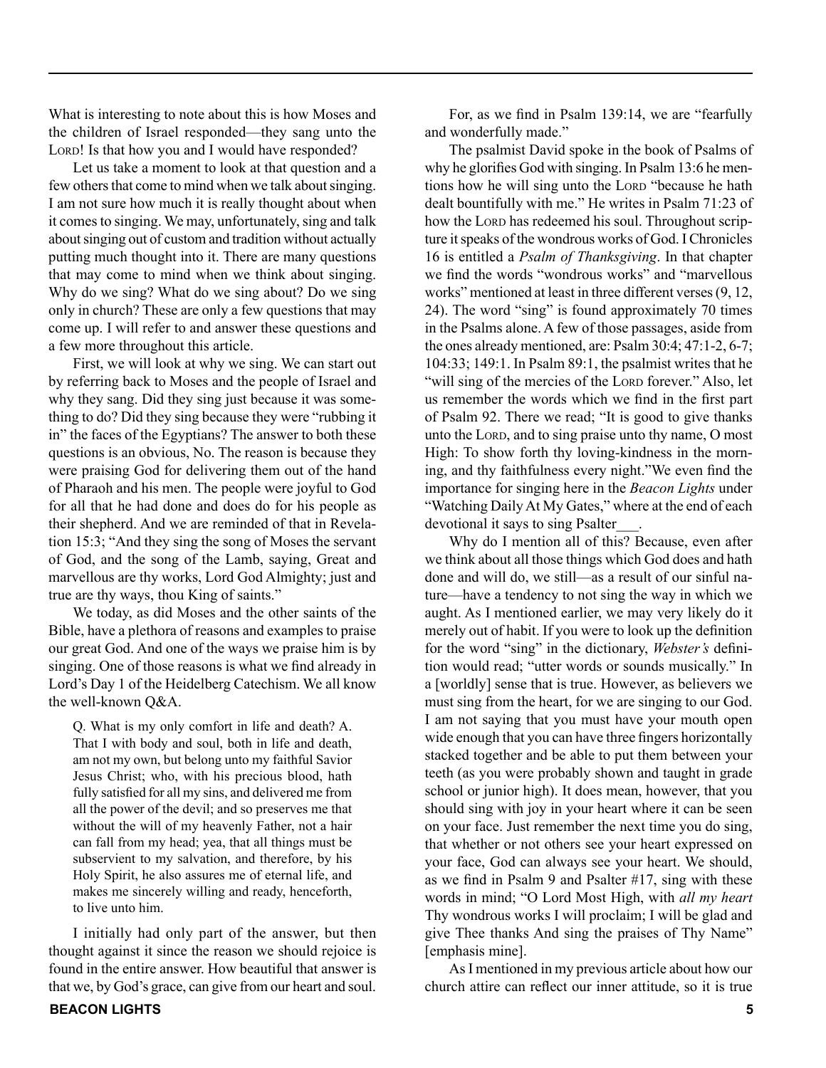What is interesting to note about this is how Moses and the children of Israel responded—they sang unto the Lord! Is that how you and I would have responded?

Let us take a moment to look at that question and a few others that come to mind when we talk about singing. I am not sure how much it is really thought about when it comes to singing. We may, unfortunately, sing and talk about singing out of custom and tradition without actually putting much thought into it. There are many questions that may come to mind when we think about singing. Why do we sing? What do we sing about? Do we sing only in church? These are only a few questions that may come up. I will refer to and answer these questions and a few more throughout this article.

First, we will look at why we sing. We can start out by referring back to Moses and the people of Israel and why they sang. Did they sing just because it was something to do? Did they sing because they were "rubbing it in" the faces of the Egyptians? The answer to both these questions is an obvious, No. The reason is because they were praising God for delivering them out of the hand of Pharaoh and his men. The people were joyful to God for all that he had done and does do for his people as their shepherd. And we are reminded of that in Revelation 15:3; "And they sing the song of Moses the servant of God, and the song of the Lamb, saying, Great and marvellous are thy works, Lord God Almighty; just and true are thy ways, thou King of saints."

We today, as did Moses and the other saints of the Bible, have a plethora of reasons and examples to praise our great God. And one of the ways we praise him is by singing. One of those reasons is what we find already in Lord's Day 1 of the Heidelberg Catechism. We all know the well-known Q&A.

> Q. What is my only comfort in life and death? A. That I with body and soul, both in life and death, am not my own, but belong unto my faithful Savior Jesus Christ; who, with his precious blood, hath fully satisfied for all my sins, and delivered me from all the power of the devil; and so preserves me that without the will of my heavenly Father, not a hair can fall from my head; yea, that all things must be subservient to my salvation, and therefore, by his Holy Spirit, he also assures me of eternal life, and makes me sincerely willing and ready, henceforth, to live unto him.

I initially had only part of the answer, but then thought against it since the reason we should rejoice is found in the entire answer. How beautiful that answer is that we, by God's grace, can give from our heart and soul. For, as we find in Psalm 139:14, we are "fearfully and wonderfully made."

The psalmist David spoke in the book of Psalms of why he glorifies God with singing. In Psalm 13:6 he mentions how he will sing unto the Lord "because he hath dealt bountifully with me." He writes in Psalm 71:23 of how the Lord has redeemed his soul. Throughout scripture it speaks of the wondrous works of God. I Chronicles 16 is entitled a *Psalm of Thanksgiving*. In that chapter we find the words "wondrous works" and "marvellous works" mentioned at least in three different verses (9, 12, 24). The word "sing" is found approximately 70 times in the Psalms alone. A few of those passages, aside from the ones already mentioned, are: Psalm 30:4; 47:1-2, 6-7; 104:33; 149:1. In Psalm 89:1, the psalmist writes that he "will sing of the mercies of the Lord forever." Also, let us remember the words which we find in the first part of Psalm 92. There we read; "It is good to give thanks unto the Lord, and to sing praise unto thy name, O most High: To show forth thy loving-kindness in the morning, and thy faithfulness every night."We even find the importance for singing here in the *Beacon Lights* under "Watching Daily At My Gates," where at the end of each devotional it says to sing Psalter___.

Why do I mention all of this? Because, even after we think about all those things which God does and hath done and will do, we still—as a result of our sinful nature—have a tendency to not sing the way in which we aught. As I mentioned earlier, we may very likely do it merely out of habit. If you were to look up the definition for the word "sing" in the dictionary, *Webster's* definition would read; "utter words or sounds musically." In a [worldly] sense that is true. However, as believers we must sing from the heart, for we are singing to our God. I am not saying that you must have your mouth open wide enough that you can have three fingers horizontally stacked together and be able to put them between your teeth (as you were probably shown and taught in grade school or junior high). It does mean, however, that you should sing with joy in your heart where it can be seen on your face. Just remember the next time you do sing, that whether or not others see your heart expressed on your face, God can always see your heart. We should, as we find in Psalm 9 and Psalter #17, sing with these words in mind; "O Lord Most High, with *all my heart* Thy wondrous works I will proclaim; I will be glad and give Thee thanks And sing the praises of Thy Name" [emphasis mine].

As I mentioned in my previous article about how our church attire can reflect our inner attitude, so it is true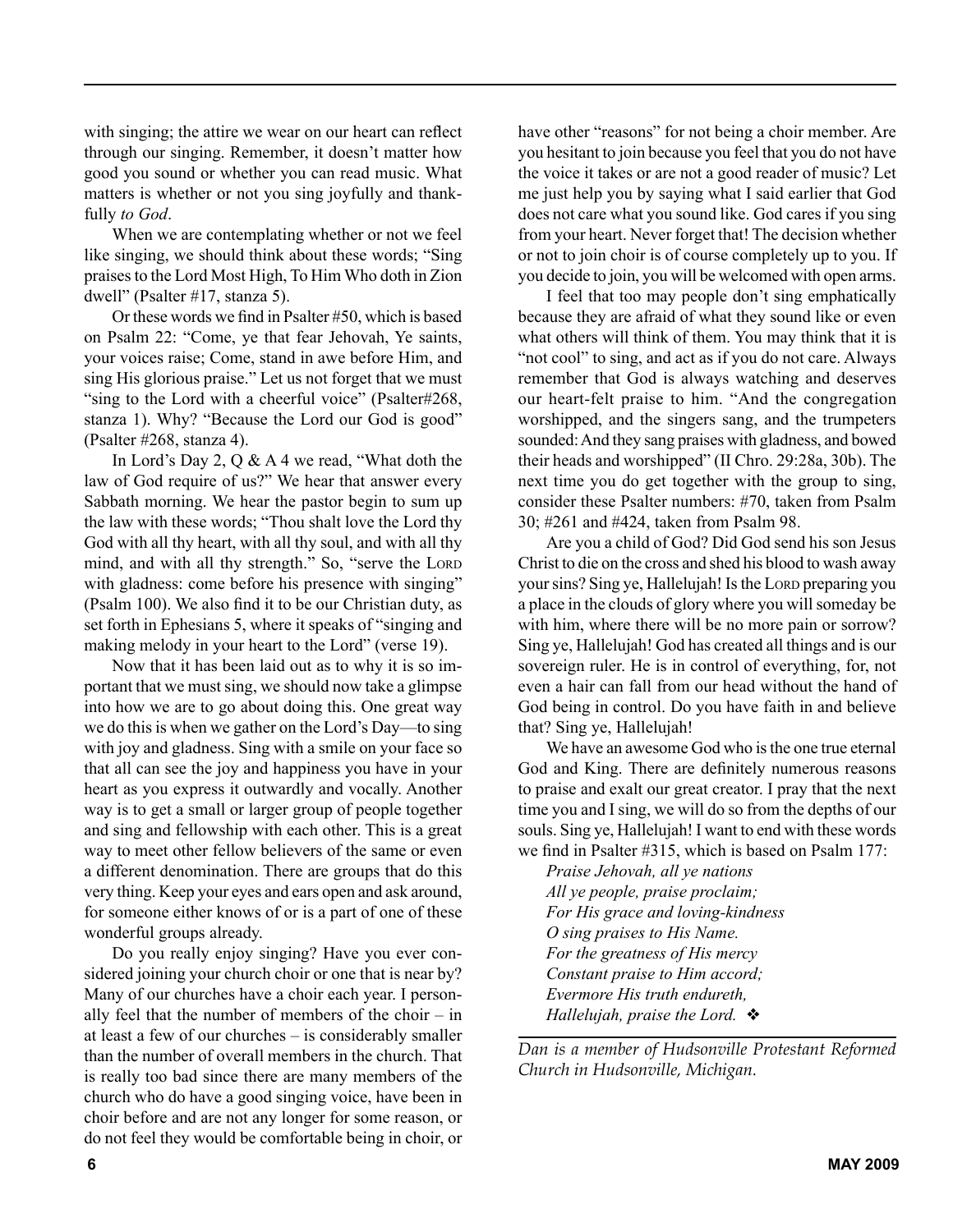with singing; the attire we wear on our heart can reflect through our singing. Remember, it doesn't matter how good you sound or whether you can read music. What matters is whether or not you sing joyfully and thankfully *to God*.

When we are contemplating whether or not we feel like singing, we should think about these words; "Sing praises to the Lord Most High, To Him Who doth in Zion dwell" (Psalter #17, stanza 5).

Or these words we find in Psalter #50, which is based on Psalm 22: "Come, ye that fear Jehovah, Ye saints, your voices raise; Come, stand in awe before Him, and sing His glorious praise." Let us not forget that we must "sing to the Lord with a cheerful voice" (Psalter#268, stanza 1). Why? "Because the Lord our God is good" (Psalter #268, stanza 4).

In Lord's Day 2, Q & A 4 we read, "What doth the law of God require of us?" We hear that answer every Sabbath morning. We hear the pastor begin to sum up the law with these words; "Thou shalt love the Lord thy God with all thy heart, with all thy soul, and with all thy mind, and with all thy strength." So, "serve the Lord with gladness: come before his presence with singing" (Psalm 100). We also find it to be our Christian duty, as set forth in Ephesians 5, where it speaks of "singing and making melody in your heart to the Lord" (verse 19).

Now that it has been laid out as to why it is so important that we must sing, we should now take a glimpse into how we are to go about doing this. One great way we do this is when we gather on the Lord's Day—to sing with joy and gladness. Sing with a smile on your face so that all can see the joy and happiness you have in your heart as you express it outwardly and vocally. Another way is to get a small or larger group of people together and sing and fellowship with each other. This is a great way to meet other fellow believers of the same or even a different denomination. There are groups that do this very thing. Keep your eyes and ears open and ask around, for someone either knows of or is a part of one of these wonderful groups already.

Do you really enjoy singing? Have you ever considered joining your church choir or one that is near by? Many of our churches have a choir each year. I personally feel that the number of members of the choir – in at least a few of our churches – is considerably smaller than the number of overall members in the church. That is really too bad since there are many members of the church who do have a good singing voice, have been in choir before and are not any longer for some reason, or do not feel they would be comfortable being in choir, or have other "reasons" for not being a choir member. Are you hesitant to join because you feel that you do not have the voice it takes or are not a good reader of music? Let me just help you by saying what I said earlier that God does not care what you sound like. God cares if you sing from your heart. Never forget that! The decision whether or not to join choir is of course completely up to you. If you decide to join, you will be welcomed with open arms.

I feel that too may people don't sing emphatically because they are afraid of what they sound like or even what others will think of them. You may think that it is "not cool" to sing, and act as if you do not care. Always remember that God is always watching and deserves our heart-felt praise to him. "And the congregation worshipped, and the singers sang, and the trumpeters sounded: And they sang praises with gladness, and bowed their heads and worshipped" (II Chro. 29:28a, 30b). The next time you do get together with the group to sing, consider these Psalter numbers: #70, taken from Psalm 30; #261 and #424, taken from Psalm 98.

Are you a child of God? Did God send his son Jesus Christ to die on the cross and shed his blood to wash away your sins? Sing ye, Hallelujah! Is the Lord preparing you a place in the clouds of glory where you will someday be with him, where there will be no more pain or sorrow? Sing ye, Hallelujah! God has created all things and is our sovereign ruler. He is in control of everything, for, not even a hair can fall from our head without the hand of God being in control. Do you have faith in and believe that? Sing ye, Hallelujah!

We have an awesome God who is the one true eternal God and King. There are definitely numerous reasons to praise and exalt our great creator. I pray that the next time you and I sing, we will do so from the depths of our souls. Sing ye, Hallelujah! I want to end with these words we find in Psalter #315, which is based on Psalm 177:

*Praise Jehovah, all ye nations*
*All ye people, praise proclaim;*
*For His grace and loving-kindness*
*O sing praises to His Name.*
*For the greatness of His mercy*
*Constant praise to Him accord;*
*Evermore His truth endureth,*
*Hallelujah, praise the Lord.* ❖

---

*Dan is a member of Hudsonville Protestant Reformed Church in Hudsonville, Michigan.*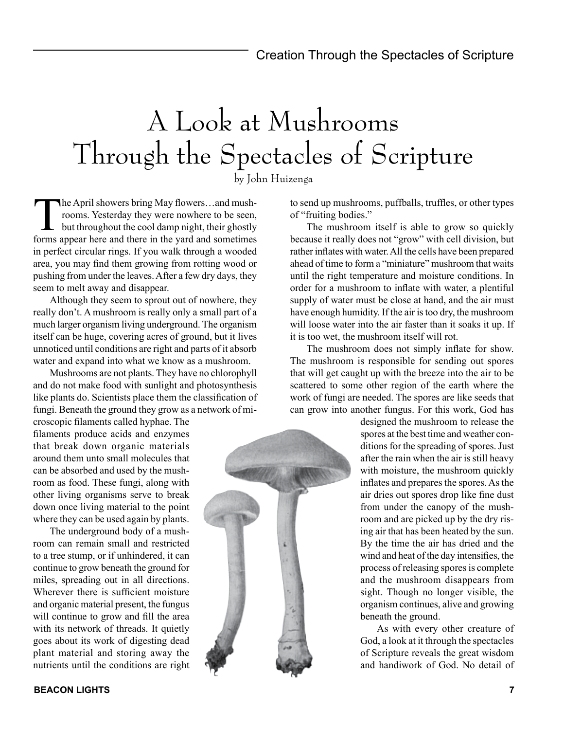# A Look at Mushrooms Through the Spectacles of Scripture

by John Huizenga

The April showers bring May flowers…and mushrooms. Yesterday they were nowhere to be seen, but throughout the cool damp night, their ghostly forms appear here and there in the yard and sometimes in perfect circular rings. If you walk through a wooded area, you may find them growing from rotting wood or pushing from under the leaves. After a few dry days, they seem to melt away and disappear.

Although they seem to sprout out of nowhere, they really don't. A mushroom is really only a small part of a much larger organism living underground. The organism itself can be huge, covering acres of ground, but it lives unnoticed until conditions are right and parts of it absorb water and expand into what we know as a mushroom.

Mushrooms are not plants. They have no chlorophyll and do not make food with sunlight and photosynthesis like plants do. Scientists place them the classification of fungi. Beneath the ground they grow as a network of microscopic filaments called hyphae. The filaments produce acids and enzymes that break down organic materials around them unto small molecules that can be absorbed and used by the mushroom as food. These fungi, along with other living organisms serve to break down once living material to the point where they can be used again by plants.

The underground body of a mushroom can remain small and restricted to a tree stump, or if unhindered, it can continue to grow beneath the ground for miles, spreading out in all directions. Wherever there is sufficient moisture and organic material present, the fungus will continue to grow and fill the area with its network of threads. It quietly goes about its work of digesting dead plant material and storing away the nutrients until the conditions are right to send up mushrooms, puffballs, truffles, or other types of "fruiting bodies."

The mushroom itself is able to grow so quickly because it really does not "grow" with cell division, but rather inflates with water. All the cells have been prepared ahead of time to form a "miniature" mushroom that waits until the right temperature and moisture conditions. In order for a mushroom to inflate with water, a plentiful supply of water must be close at hand, and the air must have enough humidity. If the air is too dry, the mushroom will loose water into the air faster than it soaks it up. If it is too wet, the mushroom itself will rot.

The mushroom does not simply inflate for show. The mushroom is responsible for sending out spores that will get caught up with the breeze into the air to be scattered to some other region of the earth where the work of fungi are needed. The spores are like seeds that can grow into another fungus. For this work, God has designed the mushroom to release the spores at the best time and weather conditions for the spreading of spores. Just after the rain when the air is still heavy with moisture, the mushroom quickly inflates and prepares the spores. As the air dries out spores drop like fine dust from under the canopy of the mushroom and are picked up by the dry rising air that has been heated by the sun. By the time the air has dried and the wind and heat of the day intensifies, the process of releasing spores is complete and the mushroom disappears from sight. Though no longer visible, the organism continues, alive and growing beneath the ground.

As with every other creature of God, a look at it through the spectacles of Scripture reveals the great wisdom and handiwork of God. No detail of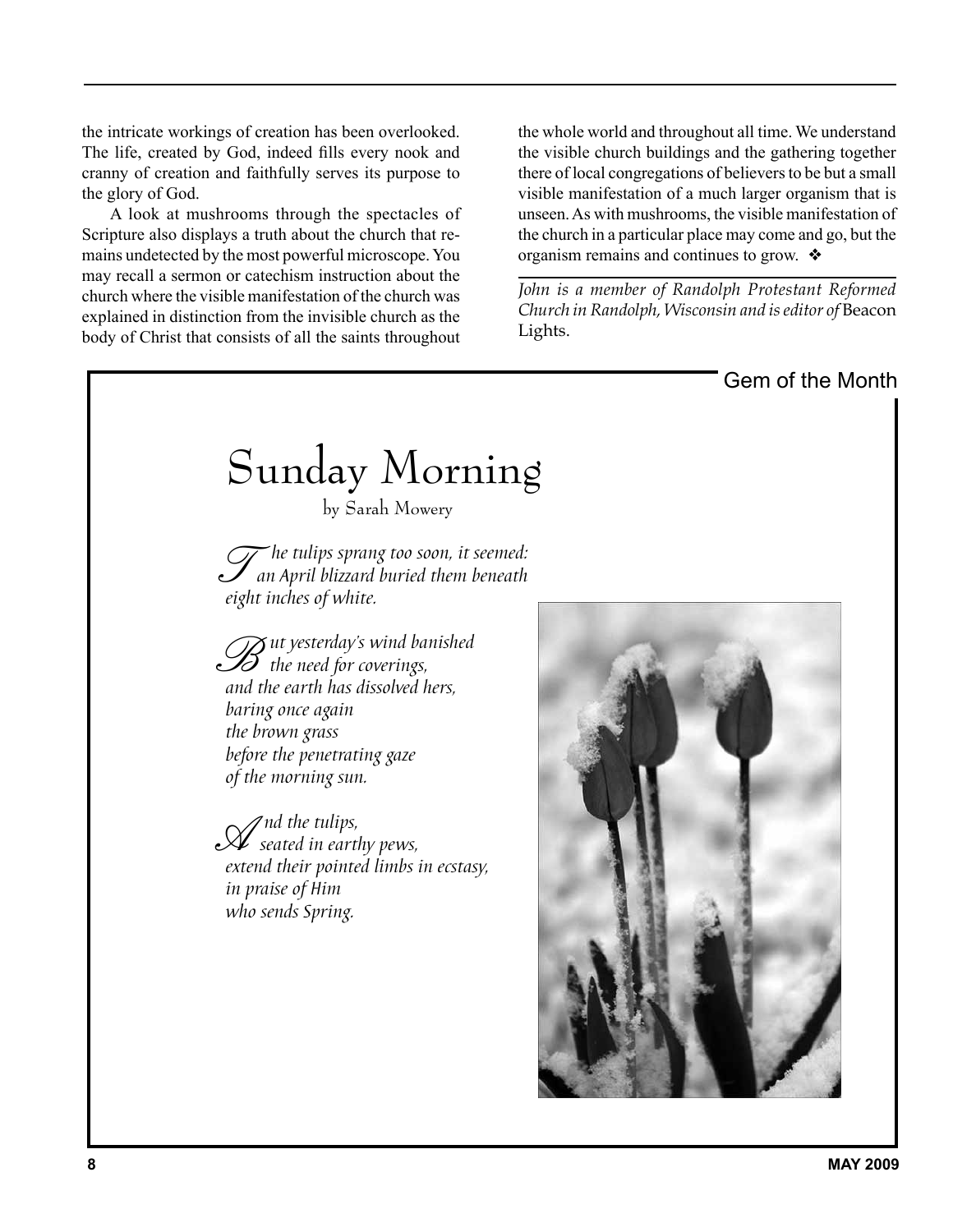the intricate workings of creation has been overlooked. The life, created by God, indeed fills every nook and cranny of creation and faithfully serves its purpose to the glory of God.

A look at mushrooms through the spectacles of Scripture also displays a truth about the church that remains undetected by the most powerful microscope. You may recall a sermon or catechism instruction about the church where the visible manifestation of the church was explained in distinction from the invisible church as the body of Christ that consists of all the saints throughout the whole world and throughout all time. We understand the visible church buildings and the gathering together there of local congregations of believers to be but a small visible manifestation of a much larger organism that is unseen. As with mushrooms, the visible manifestation of the church in a particular place may come and go, but the organism remains and continues to grow. ❖

*John is a member of Randolph Protestant Reformed Church in Randolph, Wisconsin and is editor of* Beacon Lights.

Gem of the Month

# Sunday Morning

by Sarah Mowery

*The tulips sprang too soon, it seemed:*
*an April blizzard buried them beneath*
*eight inches of white.*

*But yesterday's wind banished*
*the need for coverings,*
*and the earth has dissolved hers,*
*baring once again*
*the brown grass*
*before the penetrating gaze*
*of the morning sun.*

*And the tulips,*
*seated in earthy pews,*
*extend their pointed limbs in ecstasy,*
*in praise of Him*
*who sends Spring.*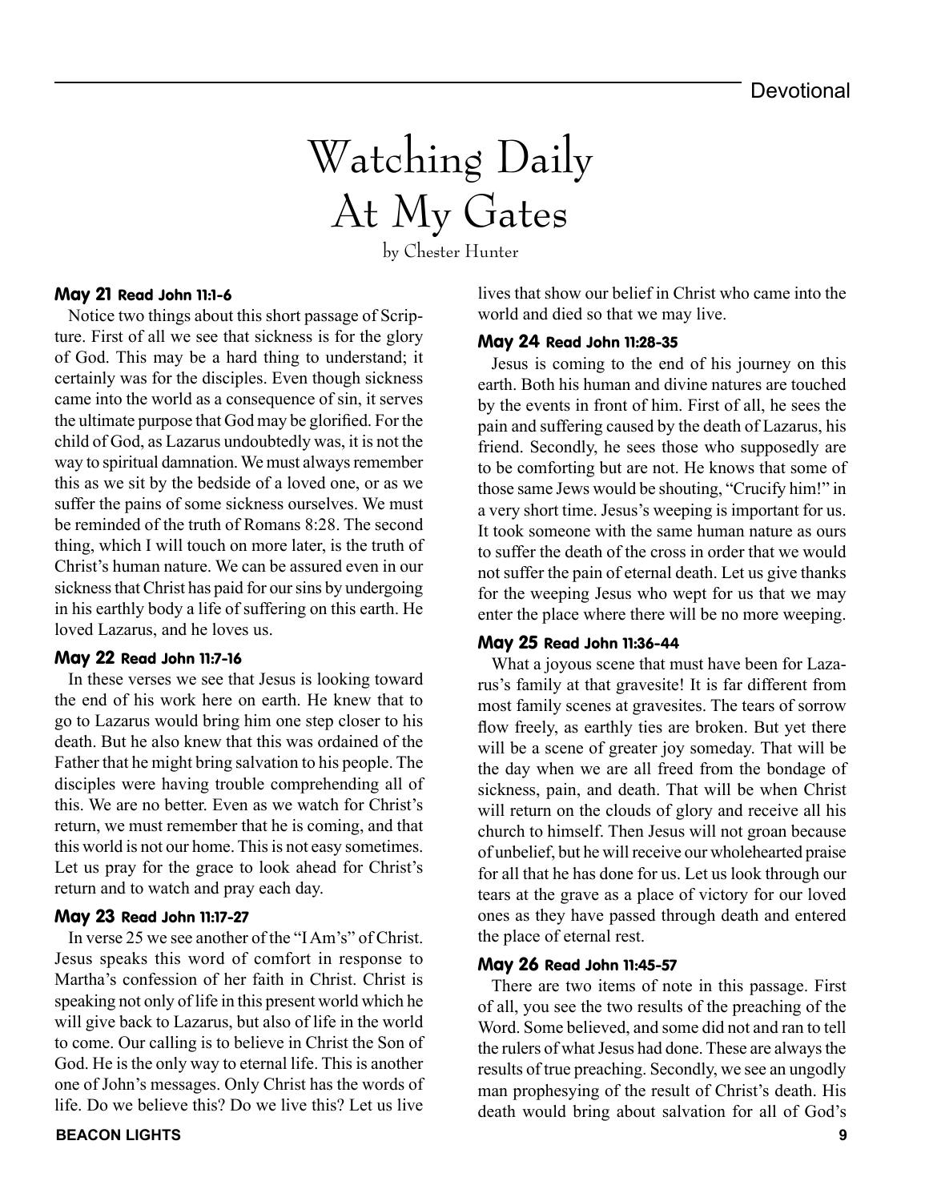# Watching Daily At My Gates

by Chester Hunter

### May 21 Read John 11:1-6

Notice two things about this short passage of Scripture. First of all we see that sickness is for the glory of God. This may be a hard thing to understand; it certainly was for the disciples. Even though sickness came into the world as a consequence of sin, it serves the ultimate purpose that God may be glorified. For the child of God, as Lazarus undoubtedly was, it is not the way to spiritual damnation. We must always remember this as we sit by the bedside of a loved one, or as we suffer the pains of some sickness ourselves. We must be reminded of the truth of Romans 8:28. The second thing, which I will touch on more later, is the truth of Christ's human nature. We can be assured even in our sickness that Christ has paid for our sins by undergoing in his earthly body a life of suffering on this earth. He loved Lazarus, and he loves us.

### May 22 Read John 11:7-16

In these verses we see that Jesus is looking toward the end of his work here on earth. He knew that to go to Lazarus would bring him one step closer to his death. But he also knew that this was ordained of the Father that he might bring salvation to his people. The disciples were having trouble comprehending all of this. We are no better. Even as we watch for Christ's return, we must remember that he is coming, and that this world is not our home. This is not easy sometimes. Let us pray for the grace to look ahead for Christ's return and to watch and pray each day.

### May 23 Read John 11:17-27

In verse 25 we see another of the "I Am's" of Christ. Jesus speaks this word of comfort in response to Martha's confession of her faith in Christ. Christ is speaking not only of life in this present world which he will give back to Lazarus, but also of life in the world to come. Our calling is to believe in Christ the Son of God. He is the only way to eternal life. This is another one of John's messages. Only Christ has the words of life. Do we believe this? Do we live this? Let us live lives that show our belief in Christ who came into the world and died so that we may live.

### May 24 Read John 11:28-35

Jesus is coming to the end of his journey on this earth. Both his human and divine natures are touched by the events in front of him. First of all, he sees the pain and suffering caused by the death of Lazarus, his friend. Secondly, he sees those who supposedly are to be comforting but are not. He knows that some of those same Jews would be shouting, "Crucify him!" in a very short time. Jesus's weeping is important for us. It took someone with the same human nature as ours to suffer the death of the cross in order that we would not suffer the pain of eternal death. Let us give thanks for the weeping Jesus who wept for us that we may enter the place where there will be no more weeping.

### May 25 Read John 11:36-44

What a joyous scene that must have been for Lazarus's family at that gravesite! It is far different from most family scenes at gravesites. The tears of sorrow flow freely, as earthly ties are broken. But yet there will be a scene of greater joy someday. That will be the day when we are all freed from the bondage of sickness, pain, and death. That will be when Christ will return on the clouds of glory and receive all his church to himself. Then Jesus will not groan because of unbelief, but he will receive our wholehearted praise for all that he has done for us. Let us look through our tears at the grave as a place of victory for our loved ones as they have passed through death and entered the place of eternal rest.

### May 26 Read John 11:45-57

There are two items of note in this passage. First of all, you see the two results of the preaching of the Word. Some believed, and some did not and ran to tell the rulers of what Jesus had done. These are always the results of true preaching. Secondly, we see an ungodly man prophesying of the result of Christ's death. His death would bring about salvation for all of God's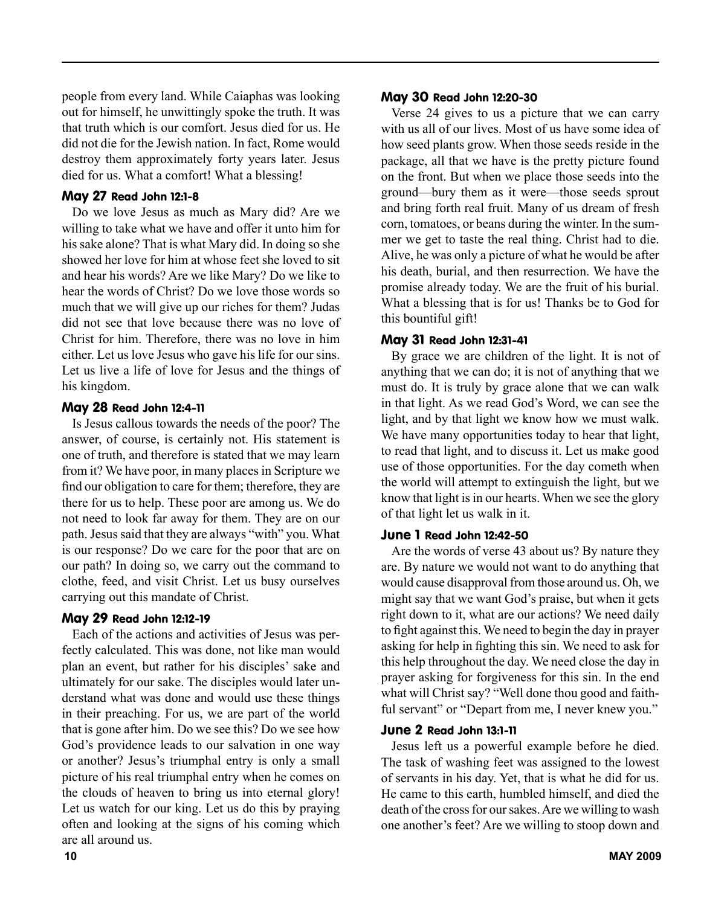people from every land. While Caiaphas was looking out for himself, he unwittingly spoke the truth. It was that truth which is our comfort. Jesus died for us. He did not die for the Jewish nation. In fact, Rome would destroy them approximately forty years later. Jesus died for us. What a comfort! What a blessing!

### May 27 Read John 12:1-8

Do we love Jesus as much as Mary did? Are we willing to take what we have and offer it unto him for his sake alone? That is what Mary did. In doing so she showed her love for him at whose feet she loved to sit and hear his words? Are we like Mary? Do we like to hear the words of Christ? Do we love those words so much that we will give up our riches for them? Judas did not see that love because there was no love of Christ for him. Therefore, there was no love in him either. Let us love Jesus who gave his life for our sins. Let us live a life of love for Jesus and the things of his kingdom.

### May 28 Read John 12:4-11

Is Jesus callous towards the needs of the poor? The answer, of course, is certainly not. His statement is one of truth, and therefore is stated that we may learn from it? We have poor, in many places in Scripture we find our obligation to care for them; therefore, they are there for us to help. These poor are among us. We do not need to look far away for them. They are on our path. Jesus said that they are always "with" you. What is our response? Do we care for the poor that are on our path? In doing so, we carry out the command to clothe, feed, and visit Christ. Let us busy ourselves carrying out this mandate of Christ.

### May 29 Read John 12:12-19

Each of the actions and activities of Jesus was perfectly calculated. This was done, not like man would plan an event, but rather for his disciples' sake and ultimately for our sake. The disciples would later understand what was done and would use these things in their preaching. For us, we are part of the world that is gone after him. Do we see this? Do we see how God's providence leads to our salvation in one way or another? Jesus's triumphal entry is only a small picture of his real triumphal entry when he comes on the clouds of heaven to bring us into eternal glory! Let us watch for our king. Let us do this by praying often and looking at the signs of his coming which are all around us.

### May 30 Read John 12:20-30

Verse 24 gives to us a picture that we can carry with us all of our lives. Most of us have some idea of how seed plants grow. When those seeds reside in the package, all that we have is the pretty picture found on the front. But when we place those seeds into the ground—bury them as it were—those seeds sprout and bring forth real fruit. Many of us dream of fresh corn, tomatoes, or beans during the winter. In the summer we get to taste the real thing. Christ had to die. Alive, he was only a picture of what he would be after his death, burial, and then resurrection. We have the promise already today. We are the fruit of his burial. What a blessing that is for us! Thanks be to God for this bountiful gift!

### May 31 Read John 12:31-41

By grace we are children of the light. It is not of anything that we can do; it is not of anything that we must do. It is truly by grace alone that we can walk in that light. As we read God's Word, we can see the light, and by that light we know how we must walk. We have many opportunities today to hear that light, to read that light, and to discuss it. Let us make good use of those opportunities. For the day cometh when the world will attempt to extinguish the light, but we know that light is in our hearts. When we see the glory of that light let us walk in it.

### June 1 Read John 12:42-50

Are the words of verse 43 about us? By nature they are. By nature we would not want to do anything that would cause disapproval from those around us. Oh, we might say that we want God's praise, but when it gets right down to it, what are our actions? We need daily to fight against this. We need to begin the day in prayer asking for help in fighting this sin. We need to ask for this help throughout the day. We need close the day in prayer asking for forgiveness for this sin. In the end what will Christ say? "Well done thou good and faithful servant" or "Depart from me, I never knew you."

### June 2 Read John 13:1-11

Jesus left us a powerful example before he died. The task of washing feet was assigned to the lowest of servants in his day. Yet, that is what he did for us. He came to this earth, humbled himself, and died the death of the cross for our sakes. Are we willing to wash one another's feet? Are we willing to stoop down and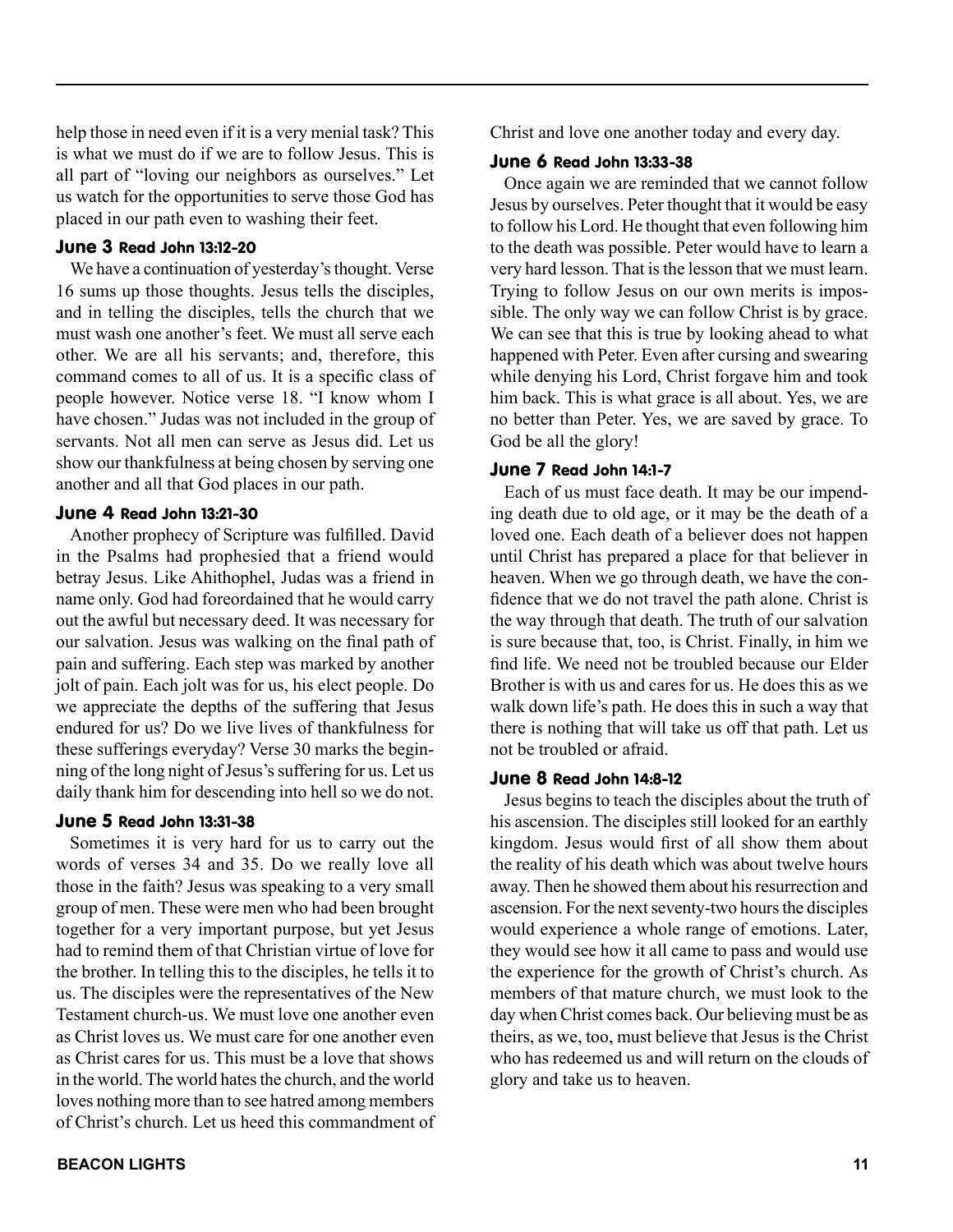help those in need even if it is a very menial task? This is what we must do if we are to follow Jesus. This is all part of "loving our neighbors as ourselves." Let us watch for the opportunities to serve those God has placed in our path even to washing their feet.

### June 3 Read John 13:12-20

We have a continuation of yesterday's thought. Verse 16 sums up those thoughts. Jesus tells the disciples, and in telling the disciples, tells the church that we must wash one another's feet. We must all serve each other. We are all his servants; and, therefore, this command comes to all of us. It is a specific class of people chosen however. Notice verse 18. "I know whom I have chosen." Judas was not included in the group of servants. Not all men can serve as Jesus did. Let us show our thankfulness at being chosen by serving one another and all that God places in our path.

### June 4 Read John 13:21-30

Another prophecy of Scripture was fulfilled. David in the Psalms had prophesied that a friend would betray Jesus. Like Ahithophel, Judas was a friend in name only. God had foreordained that he would carry out the awful but necessary deed. It was necessary for our salvation. Jesus was walking on the final path of pain and suffering. Each step was marked by another jolt of pain. Each jolt was for us, his elect people. Do we appreciate the depths of the suffering that Jesus endured for us? Do we live lives of thankfulness for these sufferings everyday? Verse 30 marks the beginning of the long night of Jesus's suffering for us. Let us daily thank him for descending into hell so we do not.

### June 5 Read John 13:31-38

Sometimes it is very hard for us to carry out the words of verses 34 and 35. Do we really love all those in the faith? Jesus was speaking to a very small group of men. These were men who had been brought together for a very important purpose, but yet Jesus had to remind them of that Christian virtue of love for the brother. In telling this to the disciples, he tells it to us. The disciples were the representatives of the New Testament church-us. We must love one another even as Christ loves us. We must care for one another even as Christ cares for us. This must be a love that shows in the world. The world hates the church, and the world loves nothing more than to see hatred among members of Christ's church. Let us heed this commandment of Christ and love one another today and every day.

### June 6 Read John 13:33-38

Once again we are reminded that we cannot follow Jesus by ourselves. Peter thought that it would be easy to follow his Lord. He thought that even following him to the death was possible. Peter would have to learn a very hard lesson. That is the lesson that we must learn. Trying to follow Jesus on our own merits is impossible. The only way we can follow Christ is by grace. We can see that this is true by looking ahead to what happened with Peter. Even after cursing and swearing while denying his Lord, Christ forgave him and took him back. This is what grace is all about. Yes, we are no better than Peter. Yes, we are saved by grace. To God be all the glory!

### June 7 Read John 14:1-7

Each of us must face death. It may be our impending death due to old age, or it may be the death of a loved one. Each death of a believer does not happen until Christ has prepared a place for that believer in heaven. When we go through death, we have the confidence that we do not travel the path alone. Christ is the way through that death. The truth of our salvation is sure because that, too, is Christ. Finally, in him we find life. We need not be troubled because our Elder Brother is with us and cares for us. He does this as we walk down life's path. He does this in such a way that there is nothing that will take us off that path. Let us not be troubled or afraid.

### June 8 Read John 14:8-12

Jesus begins to teach the disciples about the truth of his ascension. The disciples still looked for an earthly kingdom. Jesus would first of all show them about the reality of his death which was about twelve hours away. Then he showed them about his resurrection and ascension. For the next seventy-two hours the disciples would experience a whole range of emotions. Later, they would see how it all came to pass and would use the experience for the growth of Christ's church. As members of that mature church, we must look to the day when Christ comes back. Our believing must be as theirs, as we, too, must believe that Jesus is the Christ who has redeemed us and will return on the clouds of glory and take us to heaven.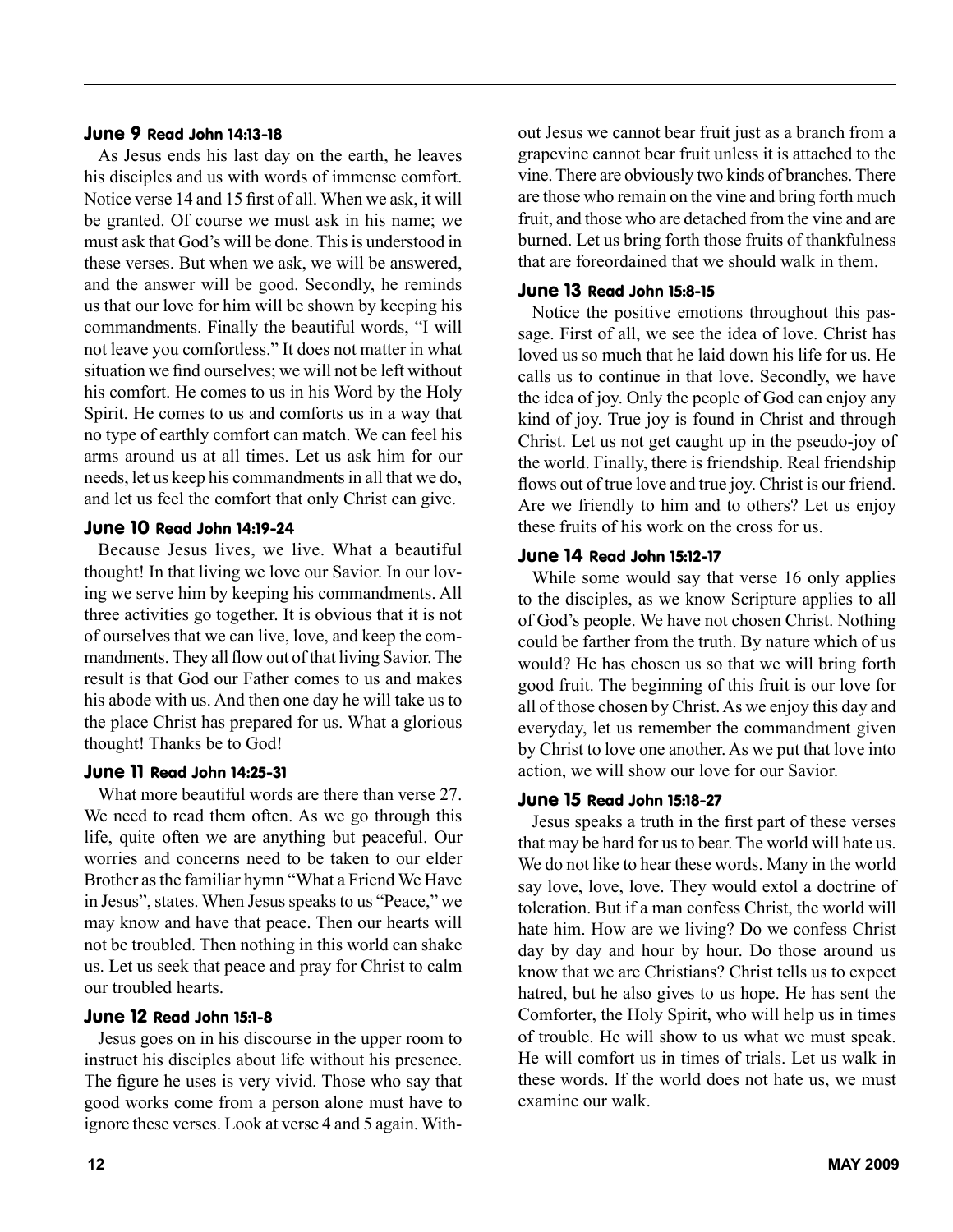### June 9 Read John 14:13-18

As Jesus ends his last day on the earth, he leaves his disciples and us with words of immense comfort. Notice verse 14 and 15 first of all. When we ask, it will be granted. Of course we must ask in his name; we must ask that God's will be done. This is understood in these verses. But when we ask, we will be answered, and the answer will be good. Secondly, he reminds us that our love for him will be shown by keeping his commandments. Finally the beautiful words, "I will not leave you comfortless." It does not matter in what situation we find ourselves; we will not be left without his comfort. He comes to us in his Word by the Holy Spirit. He comes to us and comforts us in a way that no type of earthly comfort can match. We can feel his arms around us at all times. Let us ask him for our needs, let us keep his commandments in all that we do, and let us feel the comfort that only Christ can give.

### June 10 Read John 14:19-24

Because Jesus lives, we live. What a beautiful thought! In that living we love our Savior. In our loving we serve him by keeping his commandments. All three activities go together. It is obvious that it is not of ourselves that we can live, love, and keep the commandments. They all flow out of that living Savior. The result is that God our Father comes to us and makes his abode with us. And then one day he will take us to the place Christ has prepared for us. What a glorious thought! Thanks be to God!

### June 11 Read John 14:25-31

What more beautiful words are there than verse 27. We need to read them often. As we go through this life, quite often we are anything but peaceful. Our worries and concerns need to be taken to our elder Brother as the familiar hymn "What a Friend We Have in Jesus", states. When Jesus speaks to us "Peace," we may know and have that peace. Then our hearts will not be troubled. Then nothing in this world can shake us. Let us seek that peace and pray for Christ to calm our troubled hearts.

### June 12 Read John 15:1-8

Jesus goes on in his discourse in the upper room to instruct his disciples about life without his presence. The figure he uses is very vivid. Those who say that good works come from a person alone must have to ignore these verses. Look at verse 4 and 5 again. Without Jesus we cannot bear fruit just as a branch from a grapevine cannot bear fruit unless it is attached to the vine. There are obviously two kinds of branches. There are those who remain on the vine and bring forth much fruit, and those who are detached from the vine and are burned. Let us bring forth those fruits of thankfulness that are foreordained that we should walk in them.

### June 13 Read John 15:8-15

Notice the positive emotions throughout this passage. First of all, we see the idea of love. Christ has loved us so much that he laid down his life for us. He calls us to continue in that love. Secondly, we have the idea of joy. Only the people of God can enjoy any kind of joy. True joy is found in Christ and through Christ. Let us not get caught up in the pseudo-joy of the world. Finally, there is friendship. Real friendship flows out of true love and true joy. Christ is our friend. Are we friendly to him and to others? Let us enjoy these fruits of his work on the cross for us.

### June 14 Read John 15:12-17

While some would say that verse 16 only applies to the disciples, as we know Scripture applies to all of God's people. We have not chosen Christ. Nothing could be farther from the truth. By nature which of us would? He has chosen us so that we will bring forth good fruit. The beginning of this fruit is our love for all of those chosen by Christ. As we enjoy this day and everyday, let us remember the commandment given by Christ to love one another. As we put that love into action, we will show our love for our Savior.

### June 15 Read John 15:18-27

Jesus speaks a truth in the first part of these verses that may be hard for us to bear. The world will hate us. We do not like to hear these words. Many in the world say love, love, love. They would extol a doctrine of toleration. But if a man confess Christ, the world will hate him. How are we living? Do we confess Christ day by day and hour by hour. Do those around us know that we are Christians? Christ tells us to expect hatred, but he also gives to us hope. He has sent the Comforter, the Holy Spirit, who will help us in times of trouble. He will show to us what we must speak. He will comfort us in times of trials. Let us walk in these words. If the world does not hate us, we must examine our walk.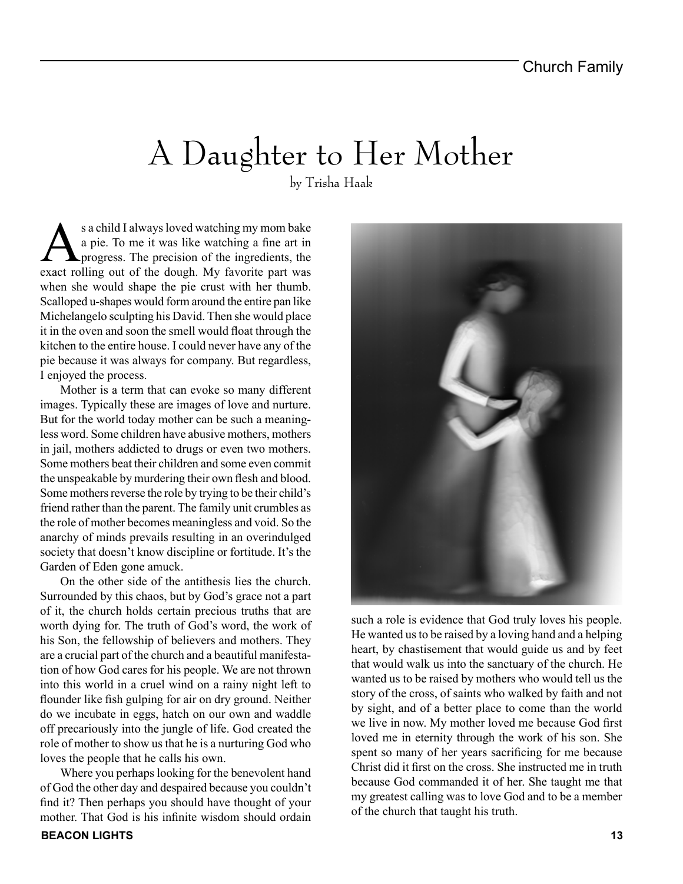# A Daughter to Her Mother

by Trisha Haak

As a child I always loved watching my mom bake a pie. To me it was like watching a fine art in progress. The precision of the ingredients, the exact rolling out of the dough. My favorite part was when she would shape the pie crust with her thumb. Scalloped u-shapes would form around the entire pan like Michelangelo sculpting his David. Then she would place it in the oven and soon the smell would float through the kitchen to the entire house. I could never have any of the pie because it was always for company. But regardless, I enjoyed the process.

Mother is a term that can evoke so many different images. Typically these are images of love and nurture. But for the world today mother can be such a meaningless word. Some children have abusive mothers, mothers in jail, mothers addicted to drugs or even two mothers. Some mothers beat their children and some even commit the unspeakable by murdering their own flesh and blood. Some mothers reverse the role by trying to be their child's friend rather than the parent. The family unit crumbles as the role of mother becomes meaningless and void. So the anarchy of minds prevails resulting in an overindulged society that doesn't know discipline or fortitude. It's the Garden of Eden gone amuck.

On the other side of the antithesis lies the church. Surrounded by this chaos, but by God's grace not a part of it, the church holds certain precious truths that are worth dying for. The truth of God's word, the work of his Son, the fellowship of believers and mothers. They are a crucial part of the church and a beautiful manifestation of how God cares for his people. We are not thrown into this world in a cruel wind on a rainy night left to flounder like fish gulping for air on dry ground. Neither do we incubate in eggs, hatch on our own and waddle off precariously into the jungle of life. God created the role of mother to show us that he is a nurturing God who loves the people that he calls his own.

Where you perhaps looking for the benevolent hand of God the other day and despaired because you couldn't find it? Then perhaps you should have thought of your mother. That God is his infinite wisdom should ordain such a role is evidence that God truly loves his people. He wanted us to be raised by a loving hand and a helping heart, by chastisement that would guide us and by feet that would walk us into the sanctuary of the church. He wanted us to be raised by mothers who would tell us the story of the cross, of saints who walked by faith and not by sight, and of a better place to come than the world we live in now. My mother loved me because God first loved me in eternity through the work of his son. She spent so many of her years sacrificing for me because Christ did it first on the cross. She instructed me in truth because God commanded it of her. She taught me that my greatest calling was to love God and to be a member of the church that taught his truth.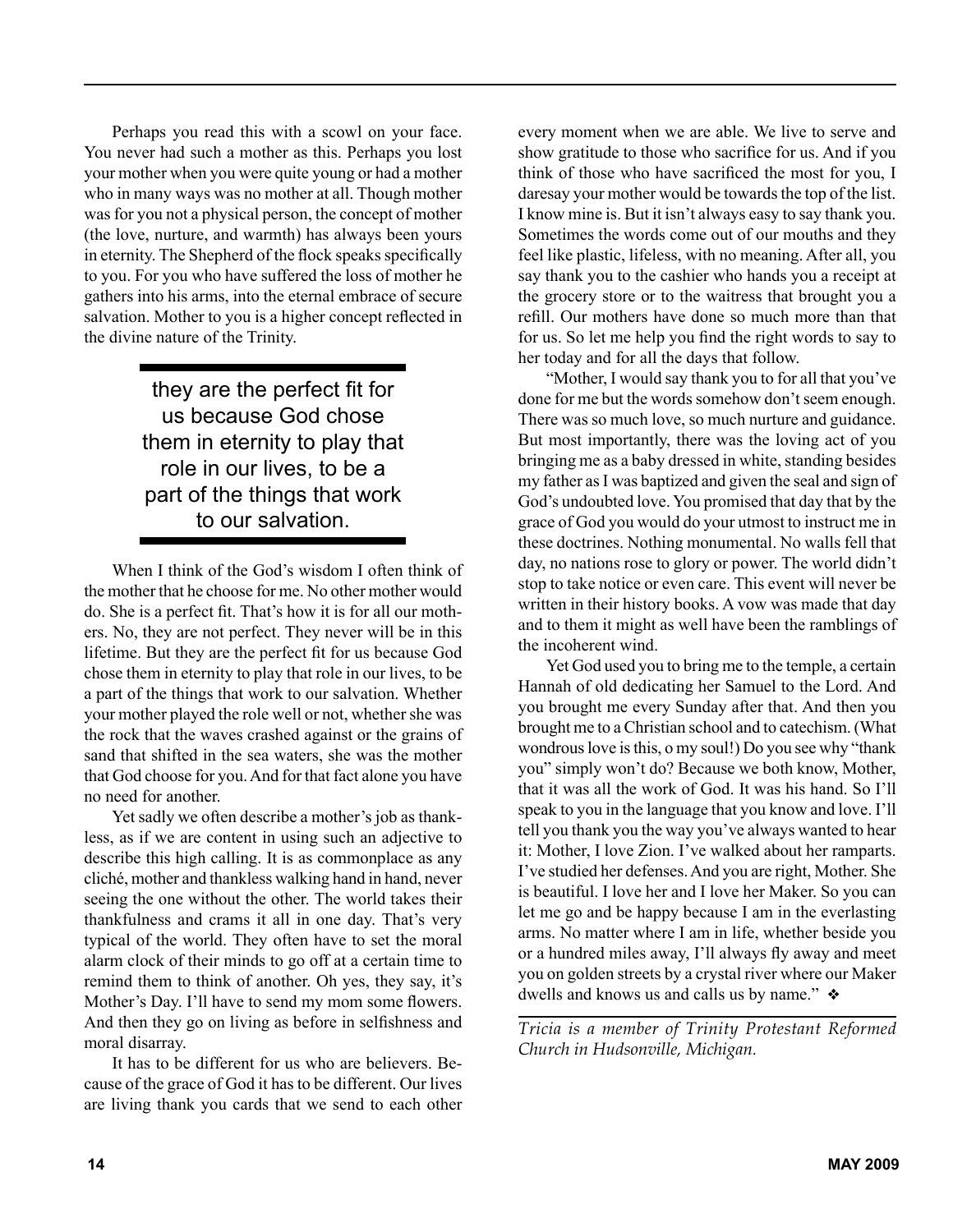Perhaps you read this with a scowl on your face. You never had such a mother as this. Perhaps you lost your mother when you were quite young or had a mother who in many ways was no mother at all. Though mother was for you not a physical person, the concept of mother (the love, nurture, and warmth) has always been yours in eternity. The Shepherd of the flock speaks specifically to you. For you who have suffered the loss of mother he gathers into his arms, into the eternal embrace of secure salvation. Mother to you is a higher concept reflected in the divine nature of the Trinity.

> they are the perfect fit for us because God chose them in eternity to play that role in our lives, to be a part of the things that work to our salvation.

When I think of the God's wisdom I often think of the mother that he choose for me. No other mother would do. She is a perfect fit. That's how it is for all our mothers. No, they are not perfect. They never will be in this lifetime. But they are the perfect fit for us because God chose them in eternity to play that role in our lives, to be a part of the things that work to our salvation. Whether your mother played the role well or not, whether she was the rock that the waves crashed against or the grains of sand that shifted in the sea waters, she was the mother that God choose for you. And for that fact alone you have no need for another.

Yet sadly we often describe a mother's job as thankless, as if we are content in using such an adjective to describe this high calling. It is as commonplace as any cliché, mother and thankless walking hand in hand, never seeing the one without the other. The world takes their thankfulness and crams it all in one day. That's very typical of the world. They often have to set the moral alarm clock of their minds to go off at a certain time to remind them to think of another. Oh yes, they say, it's Mother's Day. I'll have to send my mom some flowers. And then they go on living as before in selfishness and moral disarray.

It has to be different for us who are believers. Because of the grace of God it has to be different. Our lives are living thank you cards that we send to each other every moment when we are able. We live to serve and show gratitude to those who sacrifice for us. And if you think of those who have sacrificed the most for you, I daresay your mother would be towards the top of the list. I know mine is. But it isn't always easy to say thank you. Sometimes the words come out of our mouths and they feel like plastic, lifeless, with no meaning. After all, you say thank you to the cashier who hands you a receipt at the grocery store or to the waitress that brought you a refill. Our mothers have done so much more than that for us. So let me help you find the right words to say to her today and for all the days that follow.

"Mother, I would say thank you to for all that you've done for me but the words somehow don't seem enough. There was so much love, so much nurture and guidance. But most importantly, there was the loving act of you bringing me as a baby dressed in white, standing besides my father as I was baptized and given the seal and sign of God's undoubted love. You promised that day that by the grace of God you would do your utmost to instruct me in these doctrines. Nothing monumental. No walls fell that day, no nations rose to glory or power. The world didn't stop to take notice or even care. This event will never be written in their history books. A vow was made that day and to them it might as well have been the ramblings of the incoherent wind.

Yet God used you to bring me to the temple, a certain Hannah of old dedicating her Samuel to the Lord. And you brought me every Sunday after that. And then you brought me to a Christian school and to catechism. (What wondrous love is this, o my soul!) Do you see why "thank you" simply won't do? Because we both know, Mother, that it was all the work of God. It was his hand. So I'll speak to you in the language that you know and love. I'll tell you thank you the way you've always wanted to hear it: Mother, I love Zion. I've walked about her ramparts. I've studied her defenses. And you are right, Mother. She is beautiful. I love her and I love her Maker. So you can let me go and be happy because I am in the everlasting arms. No matter where I am in life, whether beside you or a hundred miles away, I'll always fly away and meet you on golden streets by a crystal river where our Maker dwells and knows us and calls us by name." ❖

*Tricia is a member of Trinity Protestant Reformed Church in Hudsonville, Michigan.*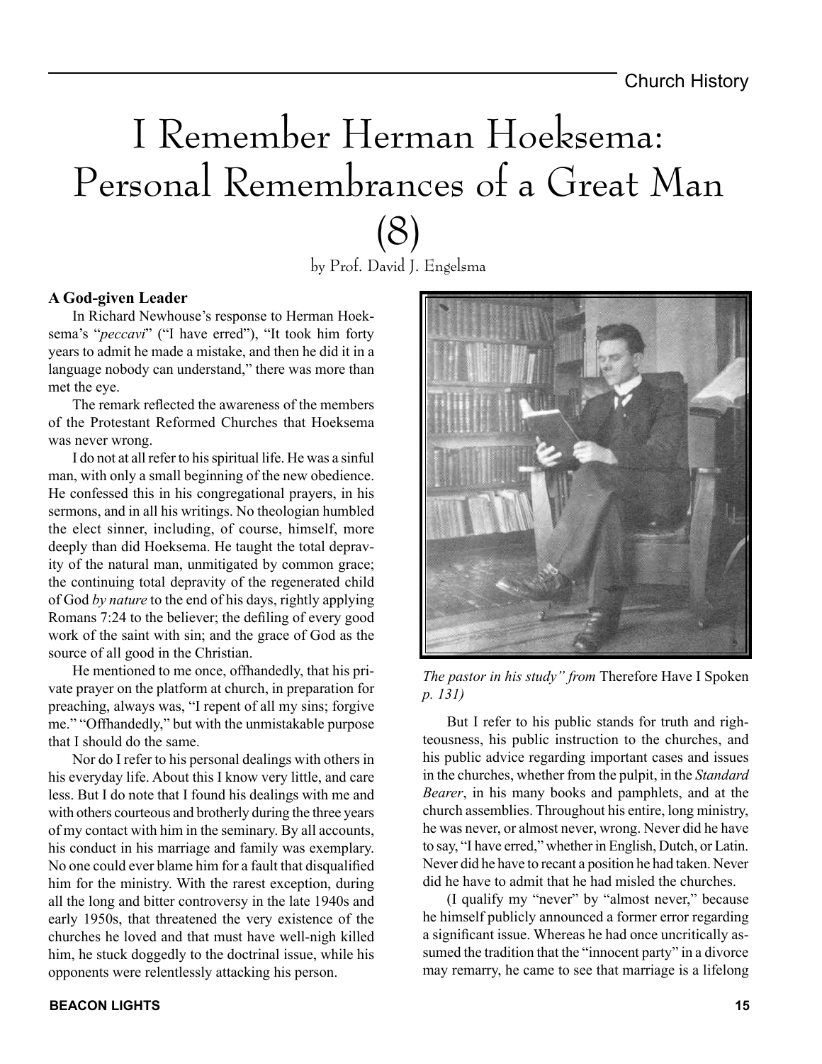# I Remember Herman Hoeksema: Personal Remembrances of a Great Man (8)

by Prof. David J. Engelsma

### A God-given Leader

In Richard Newhouse's response to Herman Hoeksema's "*peccavi*" ("I have erred"), "It took him forty years to admit he made a mistake, and then he did it in a language nobody can understand," there was more than met the eye.

The remark reflected the awareness of the members of the Protestant Reformed Churches that Hoeksema was never wrong.

I do not at all refer to his spiritual life. He was a sinful man, with only a small beginning of the new obedience. He confessed this in his congregational prayers, in his sermons, and in all his writings. No theologian humbled the elect sinner, including, of course, himself, more deeply than did Hoeksema. He taught the total depravity of the natural man, unmitigated by common grace; the continuing total depravity of the regenerated child of God *by nature* to the end of his days, rightly applying Romans 7:24 to the believer; the defiling of every good work of the saint with sin; and the grace of God as the source of all good in the Christian.

He mentioned to me once, offhandedly, that his private prayer on the platform at church, in preparation for preaching, always was, "I repent of all my sins; forgive me." "Offhandedly," but with the unmistakable purpose that I should do the same.

Nor do I refer to his personal dealings with others in his everyday life. About this I know very little, and care less. But I do note that I found his dealings with me and with others courteous and brotherly during the three years of my contact with him in the seminary. By all accounts, his conduct in his marriage and family was exemplary. No one could ever blame him for a fault that disqualified him for the ministry. With the rarest exception, during all the long and bitter controversy in the late 1940s and early 1950s, that threatened the very existence of the churches he loved and that must have well-nigh killed him, he stuck doggedly to the doctrinal issue, while his opponents were relentlessly attacking his person.

*The pastor in his study" from* Therefore Have I Spoken *p. 131)*

But I refer to his public stands for truth and righteousness, his public instruction to the churches, and his public advice regarding important cases and issues in the churches, whether from the pulpit, in the *Standard Bearer*, in his many books and pamphlets, and at the church assemblies. Throughout his entire, long ministry, he was never, or almost never, wrong. Never did he have to say, "I have erred," whether in English, Dutch, or Latin. Never did he have to recant a position he had taken. Never did he have to admit that he had misled the churches.

(I qualify my "never" by "almost never," because he himself publicly announced a former error regarding a significant issue. Whereas he had once uncritically assumed the tradition that the "innocent party" in a divorce may remarry, he came to see that marriage is a lifelong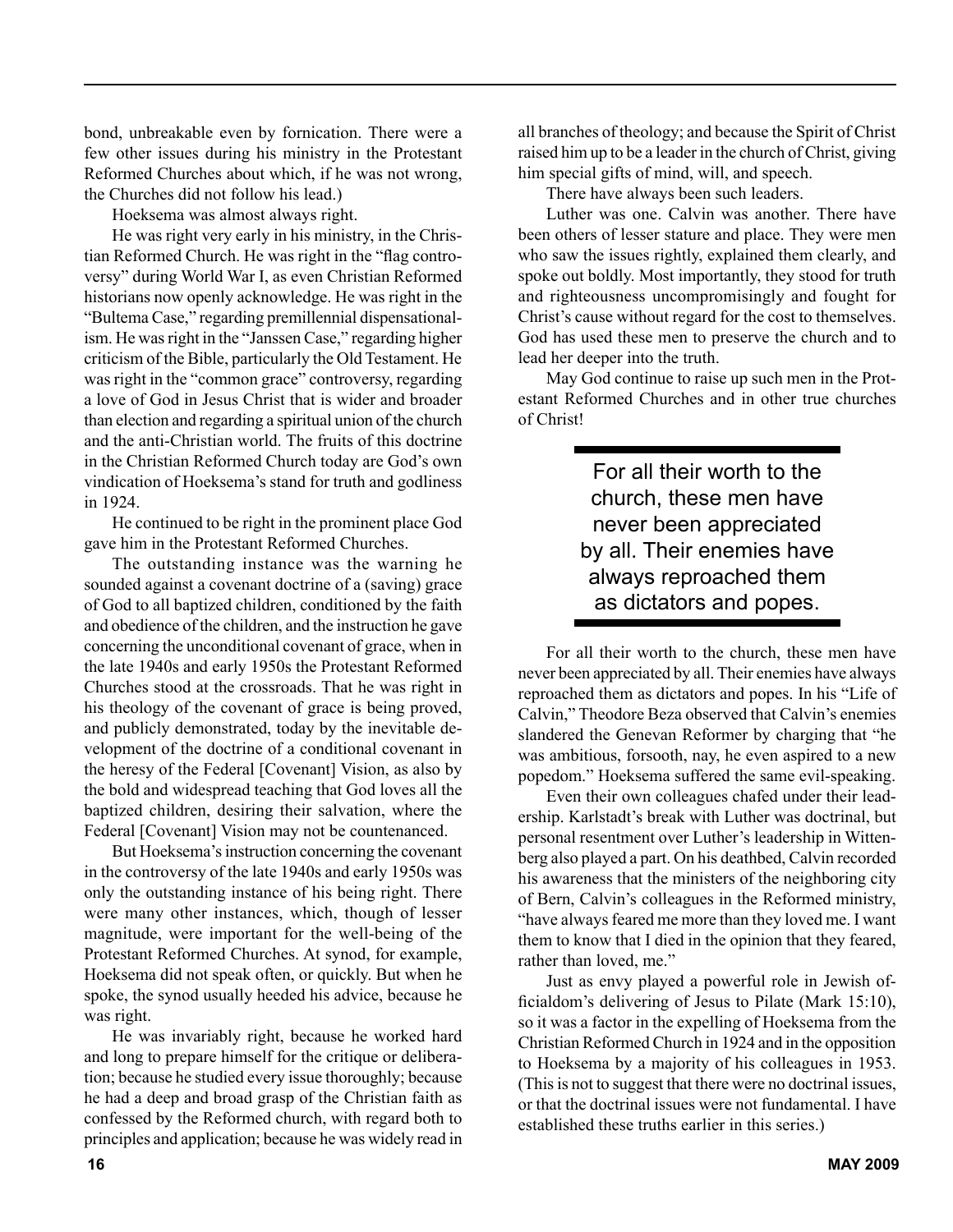bond, unbreakable even by fornication. There were a few other issues during his ministry in the Protestant Reformed Churches about which, if he was not wrong, the Churches did not follow his lead.)

Hoeksema was almost always right.

He was right very early in his ministry, in the Christian Reformed Church. He was right in the "flag controversy" during World War I, as even Christian Reformed historians now openly acknowledge. He was right in the "Bultema Case," regarding premillennial dispensationalism. He was right in the "Janssen Case," regarding higher criticism of the Bible, particularly the Old Testament. He was right in the "common grace" controversy, regarding a love of God in Jesus Christ that is wider and broader than election and regarding a spiritual union of the church and the anti-Christian world. The fruits of this doctrine in the Christian Reformed Church today are God's own vindication of Hoeksema's stand for truth and godliness in 1924.

He continued to be right in the prominent place God gave him in the Protestant Reformed Churches.

The outstanding instance was the warning he sounded against a covenant doctrine of a (saving) grace of God to all baptized children, conditioned by the faith and obedience of the children, and the instruction he gave concerning the unconditional covenant of grace, when in the late 1940s and early 1950s the Protestant Reformed Churches stood at the crossroads. That he was right in his theology of the covenant of grace is being proved, and publicly demonstrated, today by the inevitable development of the doctrine of a conditional covenant in the heresy of the Federal [Covenant] Vision, as also by the bold and widespread teaching that God loves all the baptized children, desiring their salvation, where the Federal [Covenant] Vision may not be countenanced.

But Hoeksema's instruction concerning the covenant in the controversy of the late 1940s and early 1950s was only the outstanding instance of his being right. There were many other instances, which, though of lesser magnitude, were important for the well-being of the Protestant Reformed Churches. At synod, for example, Hoeksema did not speak often, or quickly. But when he spoke, the synod usually heeded his advice, because he was right.

He was invariably right, because he worked hard and long to prepare himself for the critique or deliberation; because he studied every issue thoroughly; because he had a deep and broad grasp of the Christian faith as confessed by the Reformed church, with regard both to principles and application; because he was widely read in all branches of theology; and because the Spirit of Christ raised him up to be a leader in the church of Christ, giving him special gifts of mind, will, and speech.

There have always been such leaders.

Luther was one. Calvin was another. There have been others of lesser stature and place. They were men who saw the issues rightly, explained them clearly, and spoke out boldly. Most importantly, they stood for truth and righteousness uncompromisingly and fought for Christ's cause without regard for the cost to themselves. God has used these men to preserve the church and to lead her deeper into the truth.

May God continue to raise up such men in the Protestant Reformed Churches and in other true churches of Christ!

> For all their worth to the church, these men have never been appreciated by all. Their enemies have always reproached them as dictators and popes.

For all their worth to the church, these men have never been appreciated by all. Their enemies have always reproached them as dictators and popes. In his "Life of Calvin," Theodore Beza observed that Calvin's enemies slandered the Genevan Reformer by charging that "he was ambitious, forsooth, nay, he even aspired to a new popedom." Hoeksema suffered the same evil-speaking.

Even their own colleagues chafed under their leadership. Karlstadt's break with Luther was doctrinal, but personal resentment over Luther's leadership in Wittenberg also played a part. On his deathbed, Calvin recorded his awareness that the ministers of the neighboring city of Bern, Calvin's colleagues in the Reformed ministry, "have always feared me more than they loved me. I want them to know that I died in the opinion that they feared, rather than loved, me."

Just as envy played a powerful role in Jewish officialdom's delivering of Jesus to Pilate (Mark 15:10), so it was a factor in the expelling of Hoeksema from the Christian Reformed Church in 1924 and in the opposition to Hoeksema by a majority of his colleagues in 1953. (This is not to suggest that there were no doctrinal issues, or that the doctrinal issues were not fundamental. I have established these truths earlier in this series.)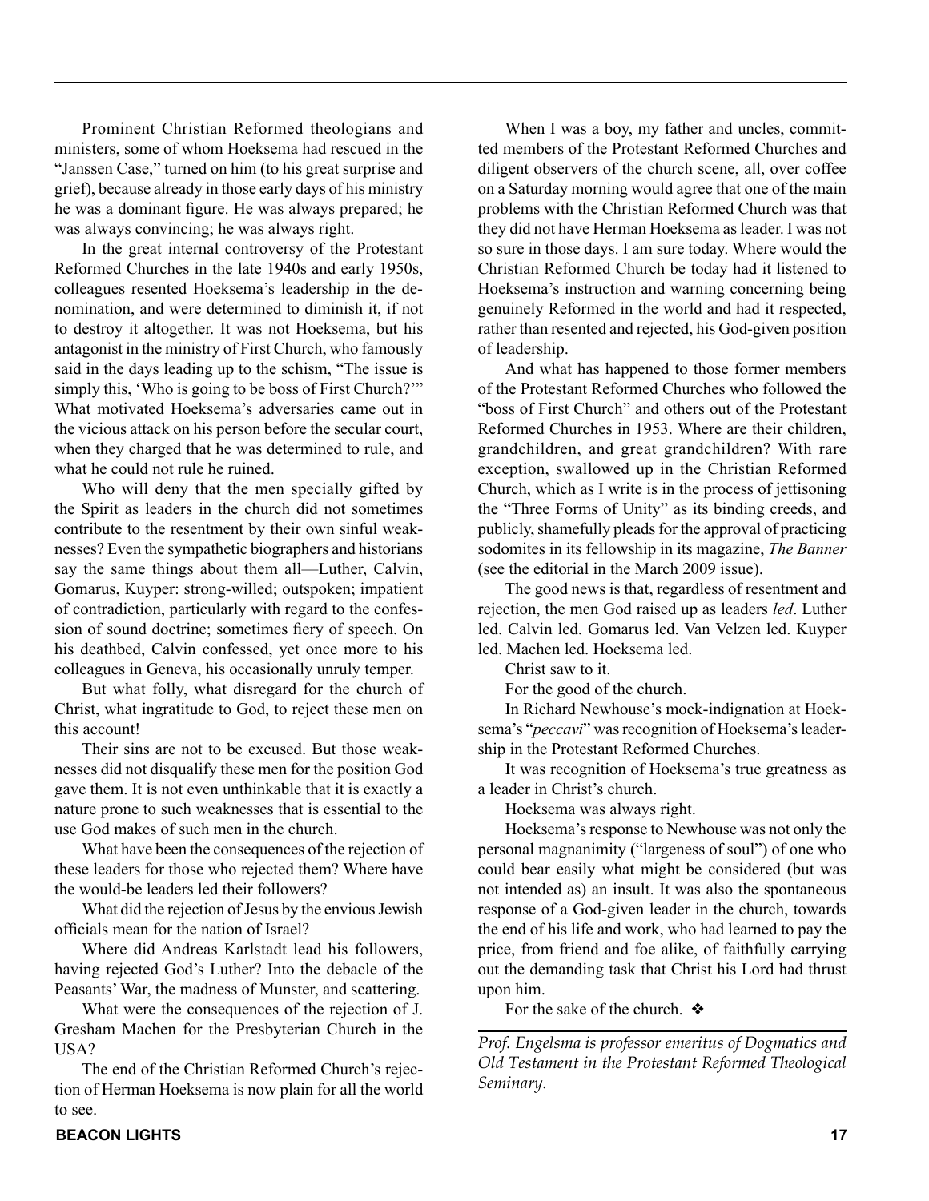Prominent Christian Reformed theologians and ministers, some of whom Hoeksema had rescued in the "Janssen Case," turned on him (to his great surprise and grief), because already in those early days of his ministry he was a dominant figure. He was always prepared; he was always convincing; he was always right.

In the great internal controversy of the Protestant Reformed Churches in the late 1940s and early 1950s, colleagues resented Hoeksema's leadership in the denomination, and were determined to diminish it, if not to destroy it altogether. It was not Hoeksema, but his antagonist in the ministry of First Church, who famously said in the days leading up to the schism, "The issue is simply this, 'Who is going to be boss of First Church?'" What motivated Hoeksema's adversaries came out in the vicious attack on his person before the secular court, when they charged that he was determined to rule, and what he could not rule he ruined.

Who will deny that the men specially gifted by the Spirit as leaders in the church did not sometimes contribute to the resentment by their own sinful weaknesses? Even the sympathetic biographers and historians say the same things about them all—Luther, Calvin, Gomarus, Kuyper: strong-willed; outspoken; impatient of contradiction, particularly with regard to the confession of sound doctrine; sometimes fiery of speech. On his deathbed, Calvin confessed, yet once more to his colleagues in Geneva, his occasionally unruly temper.

But what folly, what disregard for the church of Christ, what ingratitude to God, to reject these men on this account!

Their sins are not to be excused. But those weaknesses did not disqualify these men for the position God gave them. It is not even unthinkable that it is exactly a nature prone to such weaknesses that is essential to the use God makes of such men in the church.

What have been the consequences of the rejection of these leaders for those who rejected them? Where have the would-be leaders led their followers?

What did the rejection of Jesus by the envious Jewish officials mean for the nation of Israel?

Where did Andreas Karlstadt lead his followers, having rejected God's Luther? Into the debacle of the Peasants' War, the madness of Munster, and scattering.

What were the consequences of the rejection of J. Gresham Machen for the Presbyterian Church in the USA?

The end of the Christian Reformed Church's rejection of Herman Hoeksema is now plain for all the world to see.

When I was a boy, my father and uncles, committed members of the Protestant Reformed Churches and diligent observers of the church scene, all, over coffee on a Saturday morning would agree that one of the main problems with the Christian Reformed Church was that they did not have Herman Hoeksema as leader. I was not so sure in those days. I am sure today. Where would the Christian Reformed Church be today had it listened to Hoeksema's instruction and warning concerning being genuinely Reformed in the world and had it respected, rather than resented and rejected, his God-given position of leadership.

And what has happened to those former members of the Protestant Reformed Churches who followed the "boss of First Church" and others out of the Protestant Reformed Churches in 1953. Where are their children, grandchildren, and great grandchildren? With rare exception, swallowed up in the Christian Reformed Church, which as I write is in the process of jettisoning the "Three Forms of Unity" as its binding creeds, and publicly, shamefully pleads for the approval of practicing sodomites in its fellowship in its magazine, *The Banner* (see the editorial in the March 2009 issue).

The good news is that, regardless of resentment and rejection, the men God raised up as leaders *led*. Luther led. Calvin led. Gomarus led. Van Velzen led. Kuyper led. Machen led. Hoeksema led.

Christ saw to it.

For the good of the church.

In Richard Newhouse's mock-indignation at Hoeksema's "*peccavi*" was recognition of Hoeksema's leadership in the Protestant Reformed Churches.

It was recognition of Hoeksema's true greatness as a leader in Christ's church.

Hoeksema was always right.

Hoeksema's response to Newhouse was not only the personal magnanimity ("largeness of soul") of one who could bear easily what might be considered (but was not intended as) an insult. It was also the spontaneous response of a God-given leader in the church, towards the end of his life and work, who had learned to pay the price, from friend and foe alike, of faithfully carrying out the demanding task that Christ his Lord had thrust upon him.

For the sake of the church. ❖

---

*Prof. Engelsma is professor emeritus of Dogmatics and Old Testament in the Protestant Reformed Theological Seminary.*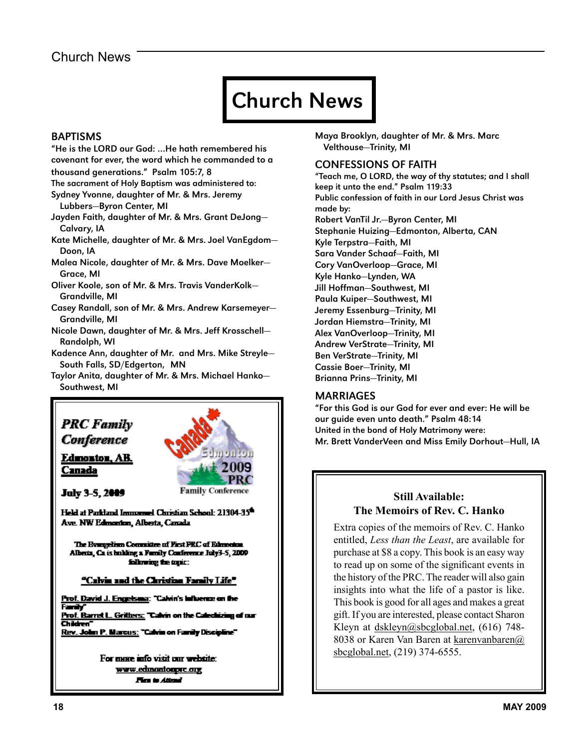# Church News

## BAPTISMS

"He is the LORD our God: ...He hath remembered his covenant for ever, the word which he commanded to a thousand generations." Psalm 105:7, 8

The sacrament of Holy Baptism was administered to:

Sydney Yvonne, daughter of Mr. & Mrs. Jeremy Lubbers—Byron Center, MI

Jayden Faith, daughter of Mr. & Mrs. Grant DeJong—Calvary, IA

Kate Michelle, daughter of Mr. & Mrs. Joel VanEgdom—Doon, IA

Malea Nicole, daughter of Mr. & Mrs. Dave Moelker—Grace, MI

Oliver Koole, son of Mr. & Mrs. Travis VanderKolk—Grandville, MI

Casey Randall, son of Mr. & Mrs. Andrew Karsemeyer—Grandville, MI

Nicole Dawn, daughter of Mr. & Mrs. Jeff Krosschell—Randolph, WI

Kadence Ann, daughter of Mr. and Mrs. Mike Streyle—South Falls, SD/Edgerton, MN

Taylor Anita, daughter of Mr. & Mrs. Michael Hanko—Southwest, MI

Maya Brooklyn, daughter of Mr. & Mrs. Marc Velthouse—Trinity, MI

## CONFESSIONS OF FAITH

"Teach me, O LORD, the way of thy statutes; and I shall keep it unto the end." Psalm 119:33

Public confession of faith in our Lord Jesus Christ was made by:

Robert VanTil Jr.—Byron Center, MI
Stephanie Huizing—Edmonton, Alberta, CAN
Kyle Terpstra—Faith, MI
Sara Vander Schaaf—Faith, MI
Cory VanOverloop—Grace, MI
Kyle Hanko—Lynden, WA
Jill Hoffman—Southwest, MI
Paula Kuiper—Southwest, MI
Jeremy Essenburg—Trinity, MI
Jordan Hiemstra—Trinity, MI
Alex VanOverloop—Trinity, MI
Andrew VerStrate—Trinity, MI
Ben VerStrate—Trinity, MI
Cassie Boer—Trinity, MI
Brianna Prins—Trinity, MI

## MARRIAGES

"For this God is our God for ever and ever: He will be our guide even unto death." Psalm 48:14

United in the bond of Holy Matrimony were:

Mr. Brett VanderVeen and Miss Emily Dorhout—Hull, IA

---

***PRC Family Conference***

**Edmonton, AB. Canada**

Canada Edmonton 2009 PRC Family Conference

**July 3-5, 2009**

Held at Parkland Immanuel Christian School: 21304-35th Ave. NW Edmonton, Alberta, Canada

The Evangelism Committee of First PRC of Edmonton Alberta, Ca is holding a Family Conference July3-5, 2009 following the topic:

**"Calvin and the Christian Family Life"**

Prof. David J. Engelsma: "Calvin's Influence on the Family"
Prof. Barret L. Gritters: "Calvin on the Catechizing of our Children"
Rev. John P. Marcus: "Calvin on Family Discipline"

For more info visit our website: www.edmontonprc.org

*Plan to Attend*

---

**Still Available: The Memoirs of Rev. C. Hanko**

Extra copies of the memoirs of Rev. C. Hanko entitled, *Less than the Least*, are available for purchase at $8 a copy. This book is an easy way to read up on some of the significant events in the history of the PRC. The reader will also gain insights into what the life of a pastor is like. This book is good for all ages and makes a great gift. If you are interested, please contact Sharon Kleyn at dskleyn@sbcglobal.net, (616) 748-8038 or Karen Van Baren at karenvanbaren@sbcglobal.net, (219) 374-6555.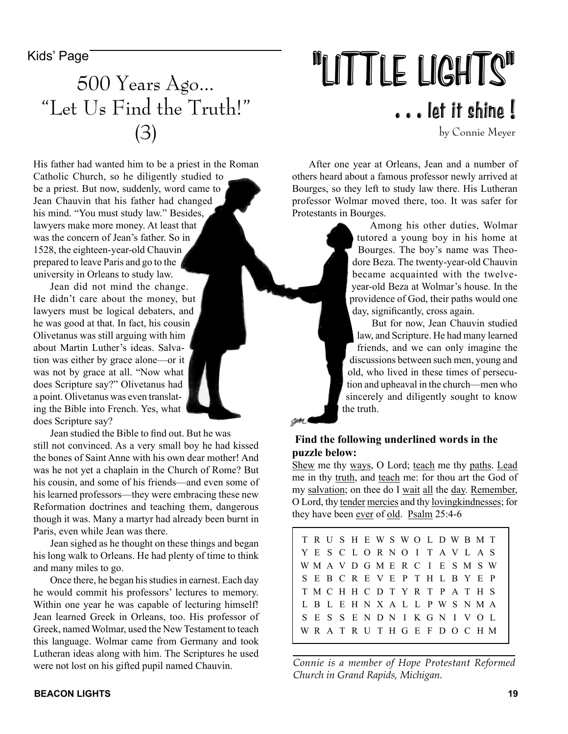Kids' Page

# "LITTLE LIGHTS"

### . . . let it shine !

by Connie Meyer

## 500 Years Ago... "Let Us Find the Truth!" (3)

His father had wanted him to be a priest in the Roman Catholic Church, so he diligently studied to be a priest. But now, suddenly, word came to Jean Chauvin that his father had changed his mind. "You must study law." Besides, lawyers make more money. At least that was the concern of Jean's father. So in 1528, the eighteen-year-old Chauvin prepared to leave Paris and go to the university in Orleans to study law.

Jean did not mind the change. He didn't care about the money, but lawyers must be logical debaters, and he was good at that. In fact, his cousin Olivetanus was still arguing with him about Martin Luther's ideas. Salvation was either by grace alone—or it was not by grace at all. "Now what does Scripture say?" Olivetanus had a point. Olivetanus was even translating the Bible into French. Yes, what does Scripture say?

Jean studied the Bible to find out. But he was still not convinced. As a very small boy he had kissed the bones of Saint Anne with his own dear mother! And was he not yet a chaplain in the Church of Rome? But his cousin, and some of his friends—and even some of his learned professors—they were embracing these new Reformation doctrines and teaching them, dangerous though it was. Many a martyr had already been burnt in Paris, even while Jean was there.

Jean sighed as he thought on these things and began his long walk to Orleans. He had plenty of time to think and many miles to go.

Once there, he began his studies in earnest. Each day he would commit his professors' lectures to memory. Within one year he was capable of lecturing himself! Jean learned Greek in Orleans, too. His professor of Greek, named Wolmar, used the New Testament to teach this language. Wolmar came from Germany and took Lutheran ideas along with him. The Scriptures he used were not lost on his gifted pupil named Chauvin.

After one year at Orleans, Jean and a number of others heard about a famous professor newly arrived at Bourges, so they left to study law there. His Lutheran professor Wolmar moved there, too. It was safer for Protestants in Bourges.

Among his other duties, Wolmar tutored a young boy in his home at Bourges. The boy's name was Theodore Beza. The twenty-year-old Chauvin became acquainted with the twelve-year-old Beza at Wolmar's house. In the providence of God, their paths would one day, significantly, cross again.

But for now, Jean Chauvin studied law, and Scripture. He had many learned friends, and we can only imagine the discussions between such men, young and old, who lived in these times of persecution and upheaval in the church—men who sincerely and diligently sought to know the truth.

**Find the following underlined words in the puzzle below:**

<u>Shew</u> me thy <u>ways</u>, O Lord; <u>teach</u> me thy <u>paths</u>. <u>Lead</u> me in thy <u>truth</u>, and <u>teach</u> me: for thou art the God of my <u>salvation</u>; on thee do I <u>wait</u> <u>all</u> the <u>day</u>. <u>Remember</u>, O Lord, thy <u>tender</u> <u>mercies</u> and thy <u>lovingkindnesses</u>; for they have been <u>ever</u> of <u>old</u>. <u>Psalm</u> 25:4-6

```
T R U S H E W S W O L D W B M T
Y E S C L O R N O I T A V L A S
W M A V D G M E R C I E S M S W
S E B C R E V E P T H L B Y E P
T M C H H C D T Y R T P A T H S
L B L E H N X A L L P W S N M A
S E S S E N D N I K G N I V O L
W R A T R U T H G E F D O C H M
```

*Connie is a member of Hope Protestant Reformed Church in Grand Rapids, Michigan.*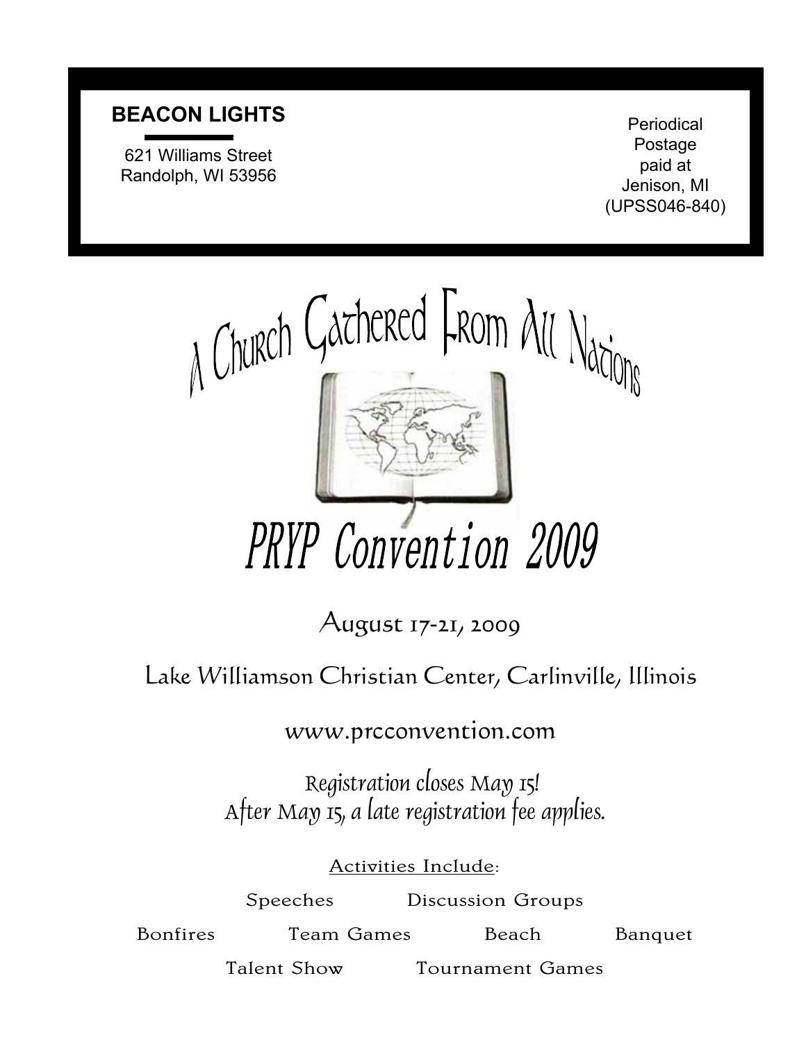**BEACON LIGHTS**

621 Williams Street
Randolph, WI 53956

Periodical
Postage
paid at
Jenison, MI
(UPSS046-840)

# A Church Gathered From All Nations

# PRYP Convention 2009

August 17-21, 2009

Lake Williamson Christian Center, Carlinville, Illinois

www.prcconvention.com

Registration closes May 15!
After May 15, a late registration fee applies.

Activities Include:

Speeches
Discussion Groups
Bonfires
Team Games
Beach
Banquet
Talent Show
Tournament Games